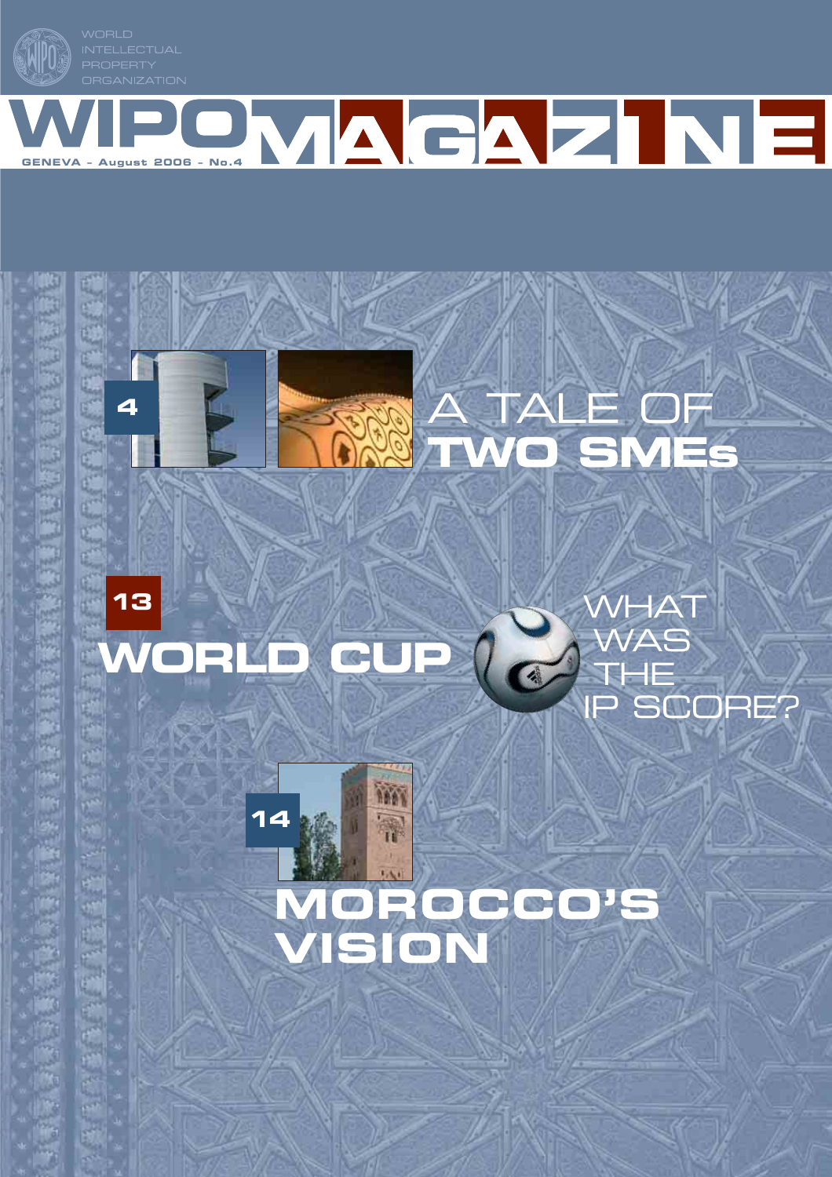WORLD INTELLECTUAL PROPERTY ORGANIZATION

# WIPO MAGAZINE

GENEVA – August 2006 – No.4

4

## A TALE OF TWO SMEs

13

## WORLD CUP

WHAT WAS THE IP SCORE?

14

## MOROCCO'S VISION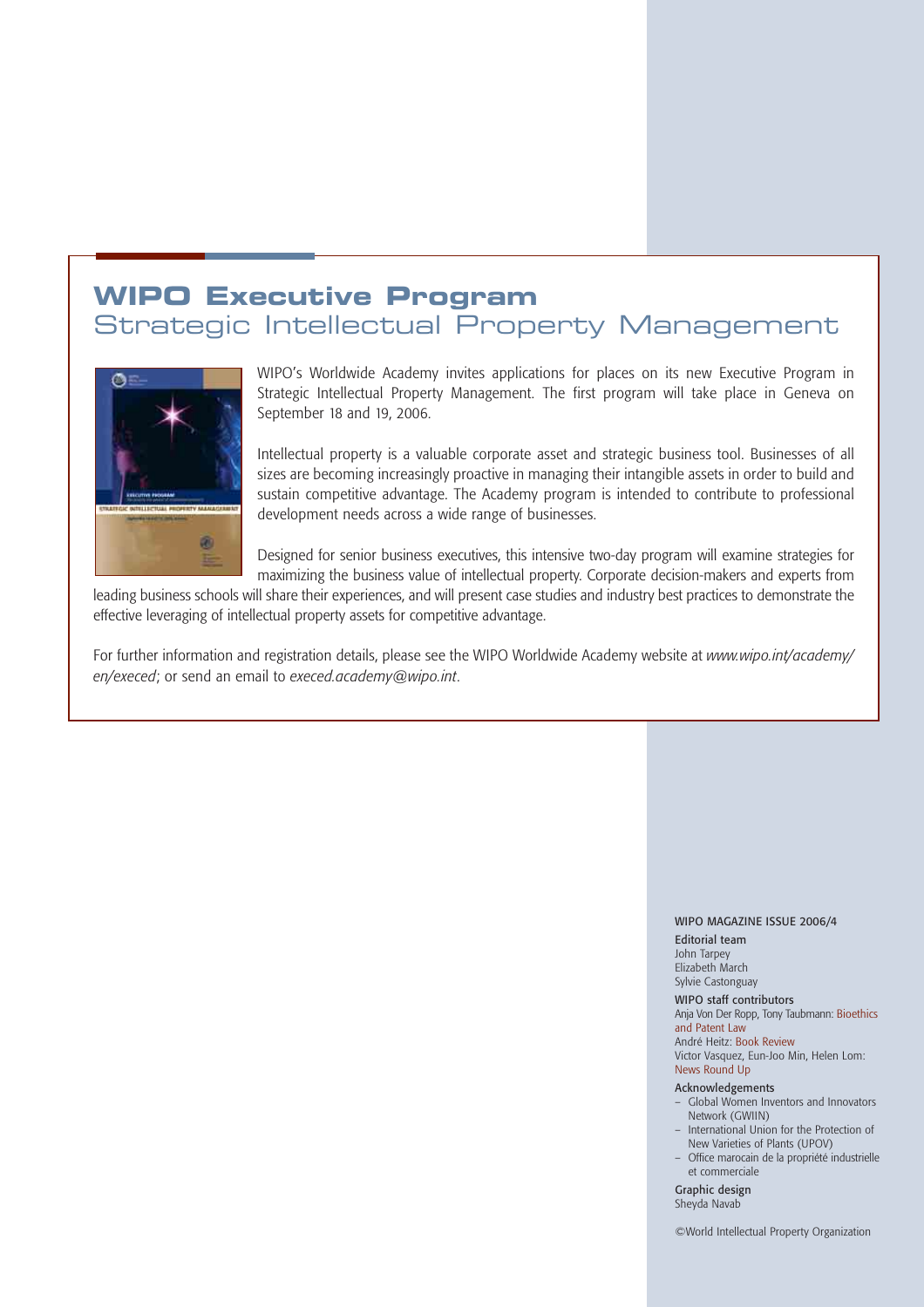# WIPO Executive Program
## Strategic Intellectual Property Management

WIPO's Worldwide Academy invites applications for places on its new Executive Program in Strategic Intellectual Property Management. The first program will take place in Geneva on September 18 and 19, 2006.

Intellectual property is a valuable corporate asset and strategic business tool. Businesses of all sizes are becoming increasingly proactive in managing their intangible assets in order to build and sustain competitive advantage. The Academy program is intended to contribute to professional development needs across a wide range of businesses.

Designed for senior business executives, this intensive two-day program will examine strategies for maximizing the business value of intellectual property. Corporate decision-makers and experts from leading business schools will share their experiences, and will present case studies and industry best practices to demonstrate the effective leveraging of intellectual property assets for competitive advantage.

For further information and registration details, please see the WIPO Worldwide Academy website at *www.wipo.int/academy/en/execed*; or send an email to *execed.academy@wipo.int*.

WIPO MAGAZINE ISSUE 2006/4

Editorial team
John Tarpey
Elizabeth March
Sylvie Castonguay

WIPO staff contributors
Anja Von Der Ropp, Tony Taubmann: Bioethics and Patent Law
André Heitz: Book Review
Victor Vasquez, Eun-Joo Min, Helen Lom: News Round Up

Acknowledgements
- Global Women Inventors and Innovators Network (GWIIN)
- International Union for the Protection of New Varieties of Plants (UPOV)
- Office marocain de la propriété industrielle et commerciale

Graphic design
Sheyda Navab

©World Intellectual Property Organization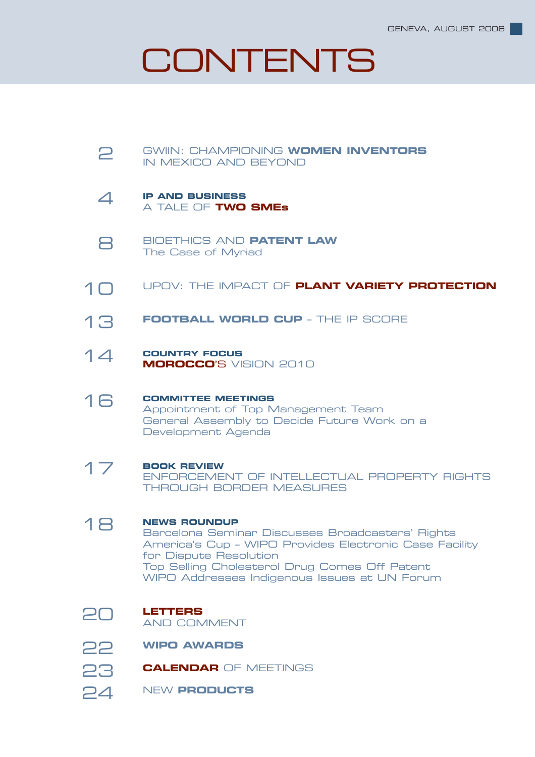GENEVA, AUGUST 2006

# CONTENTS

2 GWIIN: CHAMPIONING **WOMEN INVENTORS** IN MEXICO AND BEYOND

4 **IP AND BUSINESS**
A TALE OF **TWO SMEs**

8 BIOETHICS AND **PATENT LAW**
The Case of Myriad

10 UPOV: THE IMPACT OF **PLANT VARIETY PROTECTION**

13 **FOOTBALL WORLD CUP** – THE IP SCORE

14 **COUNTRY FOCUS**
**MOROCCO**'S VISION 2010

16 **COMMITTEE MEETINGS**
Appointment of Top Management Team
General Assembly to Decide Future Work on a Development Agenda

17 **BOOK REVIEW**
ENFORCEMENT OF INTELLECTUAL PROPERTY RIGHTS THROUGH BORDER MEASURES

18 **NEWS ROUNDUP**
Barcelona Seminar Discusses Broadcasters' Rights
America's Cup – WIPO Provides Electronic Case Facility for Dispute Resolution
Top Selling Cholesterol Drug Comes Off Patent
WIPO Addresses Indigenous Issues at UN Forum

20 **LETTERS** AND COMMENT

22 **WIPO AWARDS**

23 **CALENDAR** OF MEETINGS

24 NEW **PRODUCTS**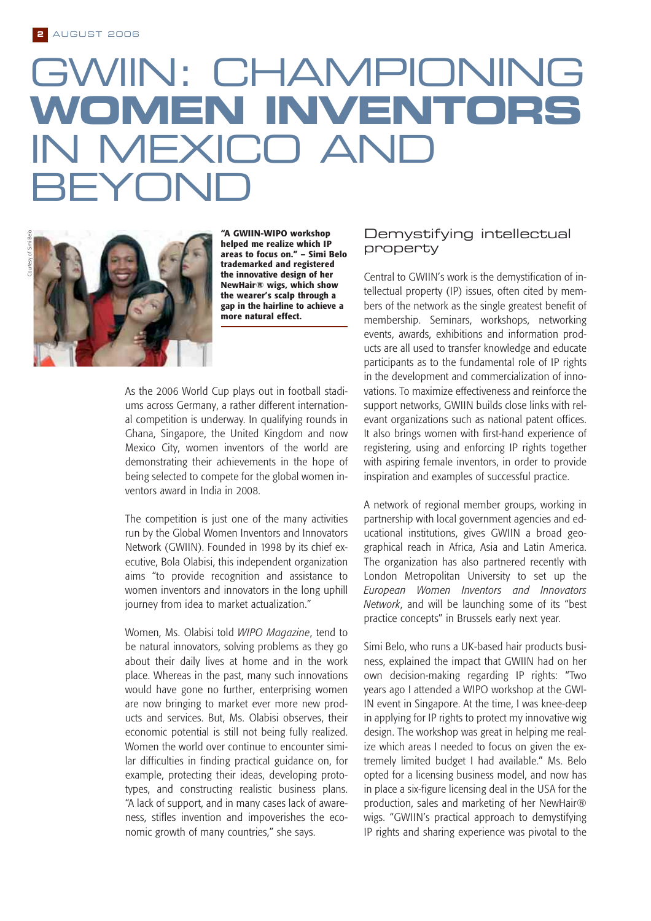# GWIIN: CHAMPIONING **WOMEN INVENTORS** IN MEXICO AND BEYOND

**"A GWIIN-WIPO workshop helped me realize which IP areas to focus on." – Simi Belo trademarked and registered the innovative design of her NewHair® wigs, which show the wearer's scalp through a gap in the hairline to achieve a more natural effect.**

As the 2006 World Cup plays out in football stadiums across Germany, a rather different international competition is underway. In qualifying rounds in Ghana, Singapore, the United Kingdom and now Mexico City, women inventors of the world are demonstrating their achievements in the hope of being selected to compete for the global women inventors award in India in 2008.

The competition is just one of the many activities run by the Global Women Inventors and Innovators Network (GWIIN). Founded in 1998 by its chief executive, Bola Olabisi, this independent organization aims "to provide recognition and assistance to women inventors and innovators in the long uphill journey from idea to market actualization."

Women, Ms. Olabisi told *WIPO Magazine*, tend to be natural innovators, solving problems as they go about their daily lives at home and in the work place. Whereas in the past, many such innovations would have gone no further, enterprising women are now bringing to market ever more new products and services. But, Ms. Olabisi observes, their economic potential is still not being fully realized. Women the world over continue to encounter similar difficulties in finding practical guidance on, for example, protecting their ideas, developing prototypes, and constructing realistic business plans. "A lack of support, and in many cases lack of awareness, stifles invention and impoverishes the economic growth of many countries," she says.

## Demystifying intellectual property

Central to GWIIN's work is the demystification of intellectual property (IP) issues, often cited by members of the network as the single greatest benefit of membership. Seminars, workshops, networking events, awards, exhibitions and information products are all used to transfer knowledge and educate participants as to the fundamental role of IP rights in the development and commercialization of innovations. To maximize effectiveness and reinforce the support networks, GWIIN builds close links with relevant organizations such as national patent offices. It also brings women with first-hand experience of registering, using and enforcing IP rights together with aspiring female inventors, in order to provide inspiration and examples of successful practice.

A network of regional member groups, working in partnership with local government agencies and educational institutions, gives GWIIN a broad geographical reach in Africa, Asia and Latin America. The organization has also partnered recently with London Metropolitan University to set up the *European Women Inventors and Innovators Network*, and will be launching some of its "best practice concepts" in Brussels early next year.

Simi Belo, who runs a UK-based hair products business, explained the impact that GWIIN had on her own decision-making regarding IP rights: "Two years ago I attended a WIPO workshop at the GWIIN event in Singapore. At the time, I was knee-deep in applying for IP rights to protect my innovative wig design. The workshop was great in helping me realize which areas I needed to focus on given the extremely limited budget I had available." Ms. Belo opted for a licensing business model, and now has in place a six-figure licensing deal in the USA for the production, sales and marketing of her NewHair® wigs. "GWIIN's practical approach to demystifying IP rights and sharing experience was pivotal to the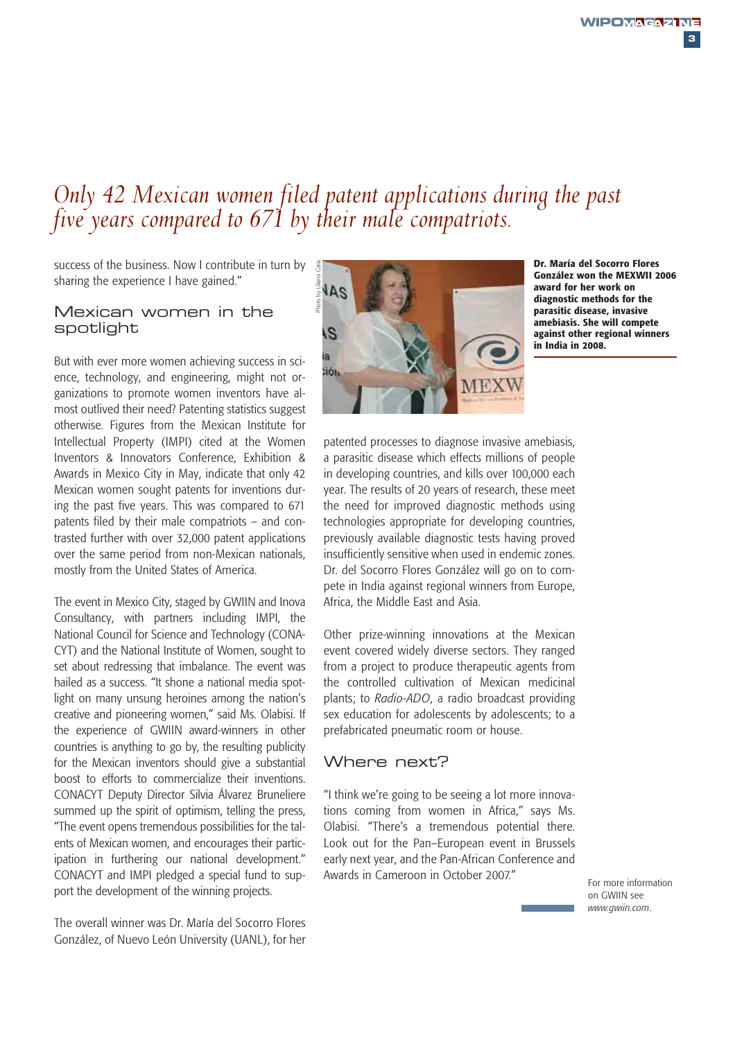*Only 42 Mexican women filed patent applications during the past five years compared to 671 by their male compatriots.*

success of the business. Now I contribute in turn by sharing the experience I have gained."

## Mexican women in the spotlight

But with ever more women achieving success in science, technology, and engineering, might not organizations to promote women inventors have almost outlived their need? Patenting statistics suggest otherwise. Figures from the Mexican Institute for Intellectual Property (IMPI) cited at the Women Inventors & Innovators Conference, Exhibition & Awards in Mexico City in May, indicate that only 42 Mexican women sought patents for inventions during the past five years. This was compared to 671 patents filed by their male compatriots – and contrasted further with over 32,000 patent applications over the same period from non-Mexican nationals, mostly from the United States of America.

The event in Mexico City, staged by GWIIN and Inova Consultancy, with partners including IMPI, the National Council for Science and Technology (CONACYT) and the National Institute of Women, sought to set about redressing that imbalance. The event was hailed as a success. "It shone a national media spotlight on many unsung heroines among the nation's creative and pioneering women," said Ms. Olabisi. If the experience of GWIIN award-winners in other countries is anything to go by, the resulting publicity for the Mexican inventors should give a substantial boost to efforts to commercialize their inventions. CONACYT Deputy Director Silvia Álvarez Bruneliere summed up the spirit of optimism, telling the press, "The event opens tremendous possibilities for the talents of Mexican women, and encourages their participation in furthering our national development." CONACYT and IMPI pledged a special fund to support the development of the winning projects.

The overall winner was Dr. María del Socorro Flores González, of Nuevo León University (UANL), for her patented processes to diagnose invasive amebiasis, a parasitic disease which effects millions of people in developing countries, and kills over 100,000 each year. The results of 20 years of research, these meet the need for improved diagnostic methods using technologies appropriate for developing countries, previously available diagnostic tests having proved insufficiently sensitive when used in endemic zones. Dr. del Socorro Flores González will go on to compete in India against regional winners from Europe, Africa, the Middle East and Asia.

Photo by Liliana Coria

**Dr. María del Socorro Flores González won the MEXWII 2006 award for her work on diagnostic methods for the parasitic disease, invasive amebiasis. She will compete against other regional winners in India in 2008.**

Other prize-winning innovations at the Mexican event covered widely diverse sectors. They ranged from a project to produce therapeutic agents from the controlled cultivation of Mexican medicinal plants; to *Radio-ADO*, a radio broadcast providing sex education for adolescents by adolescents; to a prefabricated pneumatic room or house.

## Where next?

"I think we're going to be seeing a lot more innovations coming from women in Africa," says Ms. Olabisi. "There's a tremendous potential there. Look out for the Pan–European event in Brussels early next year, and the Pan-African Conference and Awards in Cameroon in October 2007."

For more information on GWIIN see *www.gwiin.com*.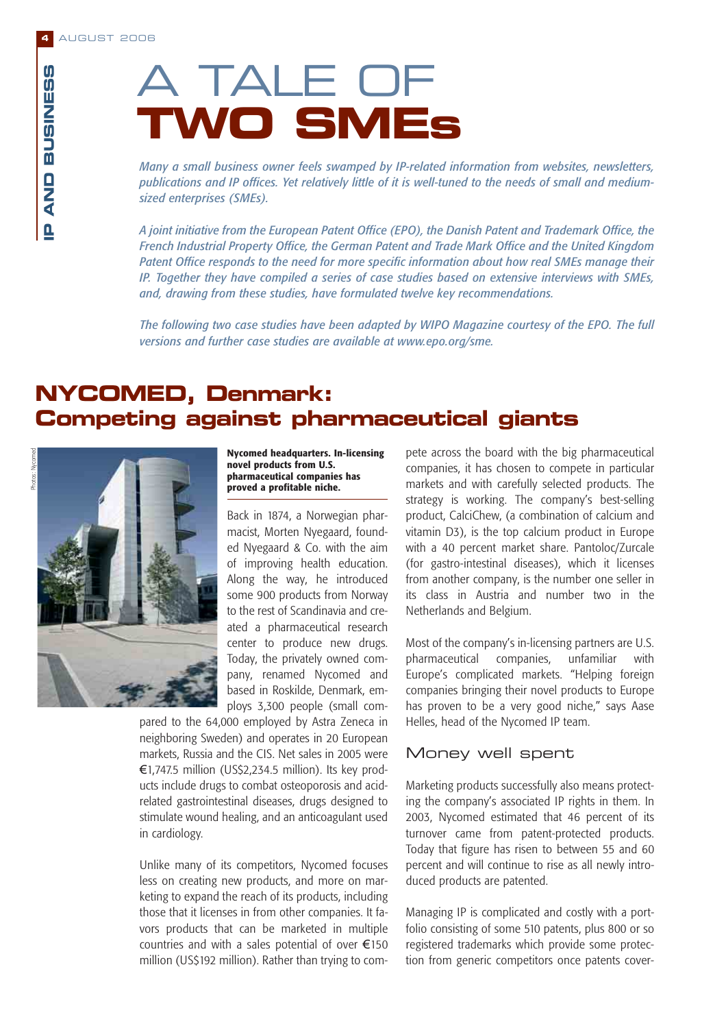# A TALE OF TWO SMEs

*Many a small business owner feels swamped by IP-related information from websites, newsletters, publications and IP offices. Yet relatively little of it is well-tuned to the needs of small and medium-sized enterprises (SMEs).*

*A joint initiative from the European Patent Office (EPO), the Danish Patent and Trademark Office, the French Industrial Property Office, the German Patent and Trade Mark Office and the United Kingdom Patent Office responds to the need for more specific information about how real SMEs manage their IP. Together they have compiled a series of case studies based on extensive interviews with SMEs, and, drawing from these studies, have formulated twelve key recommendations.*

*The following two case studies have been adapted by WIPO Magazine courtesy of the EPO. The full versions and further case studies are available at www.epo.org/sme.*

## NYCOMED, Denmark: Competing against pharmaceutical giants

Photos: Nycomed

**Nycomed headquarters. In-licensing novel products from U.S. pharmaceutical companies has proved a profitable niche.**

Back in 1874, a Norwegian pharmacist, Morten Nyegaard, founded Nyegaard & Co. with the aim of improving health education. Along the way, he introduced some 900 products from Norway to the rest of Scandinavia and created a pharmaceutical research center to produce new drugs. Today, the privately owned company, renamed Nycomed and based in Roskilde, Denmark, employs 3,300 people (small compared to the 64,000 employed by Astra Zeneca in neighboring Sweden) and operates in 20 European markets, Russia and the CIS. Net sales in 2005 were €1,747.5 million (US$2,234.5 million). Its key products include drugs to combat osteoporosis and acid-related gastrointestinal diseases, drugs designed to stimulate wound healing, and an anticoagulant used in cardiology.

Unlike many of its competitors, Nycomed focuses less on creating new products, and more on marketing to expand the reach of its products, including those that it licenses in from other companies. It favors products that can be marketed in multiple countries and with a sales potential of over €150 million (US$192 million). Rather than trying to compete across the board with the big pharmaceutical companies, it has chosen to compete in particular markets and with carefully selected products. The strategy is working. The company's best-selling product, CalciChew, (a combination of calcium and vitamin D3), is the top calcium product in Europe with a 40 percent market share. Pantoloc/Zurcale (for gastro-intestinal diseases), which it licenses from another company, is the number one seller in its class in Austria and number two in the Netherlands and Belgium.

Most of the company's in-licensing partners are U.S. pharmaceutical companies, unfamiliar with Europe's complicated markets. "Helping foreign companies bringing their novel products to Europe has proven to be a very good niche," says Aase Helles, head of the Nycomed IP team.

### Money well spent

Marketing products successfully also means protecting the company's associated IP rights in them. In 2003, Nycomed estimated that 46 percent of its turnover came from patent-protected products. Today that figure has risen to between 55 and 60 percent and will continue to rise as all newly introduced products are patented.

Managing IP is complicated and costly with a portfolio consisting of some 510 patents, plus 800 or so registered trademarks which provide some protection from generic competitors once patents cover-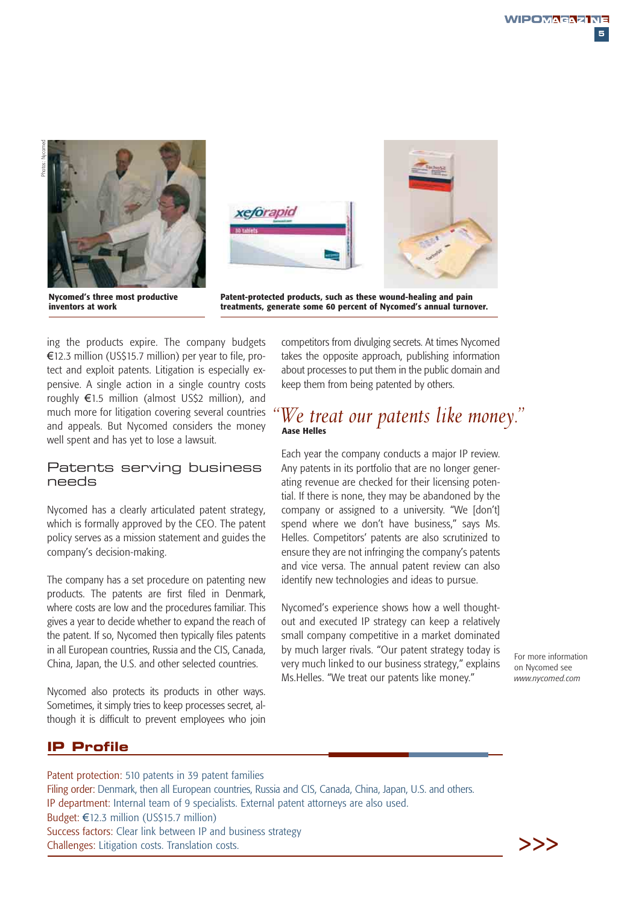Nycomed's three most productive inventors at work

Patent-protected products, such as these wound-healing and pain treatments, generate some 60 percent of Nycomed's annual turnover.

ing the products expire. The company budgets €12.3 million (US$15.7 million) per year to file, protect and exploit patents. Litigation is especially expensive. A single action in a single country costs roughly €1.5 million (almost US$2 million), and much more for litigation covering several countries and appeals. But Nycomed considers the money well spent and has yet to lose a lawsuit.

## Patents serving business needs

Nycomed has a clearly articulated patent strategy, which is formally approved by the CEO. The patent policy serves as a mission statement and guides the company's decision-making.

The company has a set procedure on patenting new products. The patents are first filed in Denmark, where costs are low and the procedures familiar. This gives a year to decide whether to expand the reach of the patent. If so, Nycomed then typically files patents in all European countries, Russia and the CIS, Canada, China, Japan, the U.S. and other selected countries.

Nycomed also protects its products in other ways. Sometimes, it simply tries to keep processes secret, although it is difficult to prevent employees who join competitors from divulging secrets. At times Nycomed takes the opposite approach, publishing information about processes to put them in the public domain and keep them from being patented by others.

> *"We treat our patents like money."*
> **Aase Helles**

Each year the company conducts a major IP review. Any patents in its portfolio that are no longer generating revenue are checked for their licensing potential. If there is none, they may be abandoned by the company or assigned to a university. "We [don't] spend where we don't have business," says Ms. Helles. Competitors' patents are also scrutinized to ensure they are not infringing the company's patents and vice versa. The annual patent review can also identify new technologies and ideas to pursue.

Nycomed's experience shows how a well thought-out and executed IP strategy can keep a relatively small company competitive in a market dominated by much larger rivals. "Our patent strategy today is very much linked to our business strategy," explains Ms.Helles. "We treat our patents like money."

For more information on Nycomed see *www.nycomed.com*

## IP Profile

Patent protection: 510 patents in 39 patent families
Filing order: Denmark, then all European countries, Russia and CIS, Canada, China, Japan, U.S. and others.
IP department: Internal team of 9 specialists. External patent attorneys are also used.
Budget: €12.3 million (US$15.7 million)
Success factors: Clear link between IP and business strategy
Challenges: Litigation costs. Translation costs.

>>>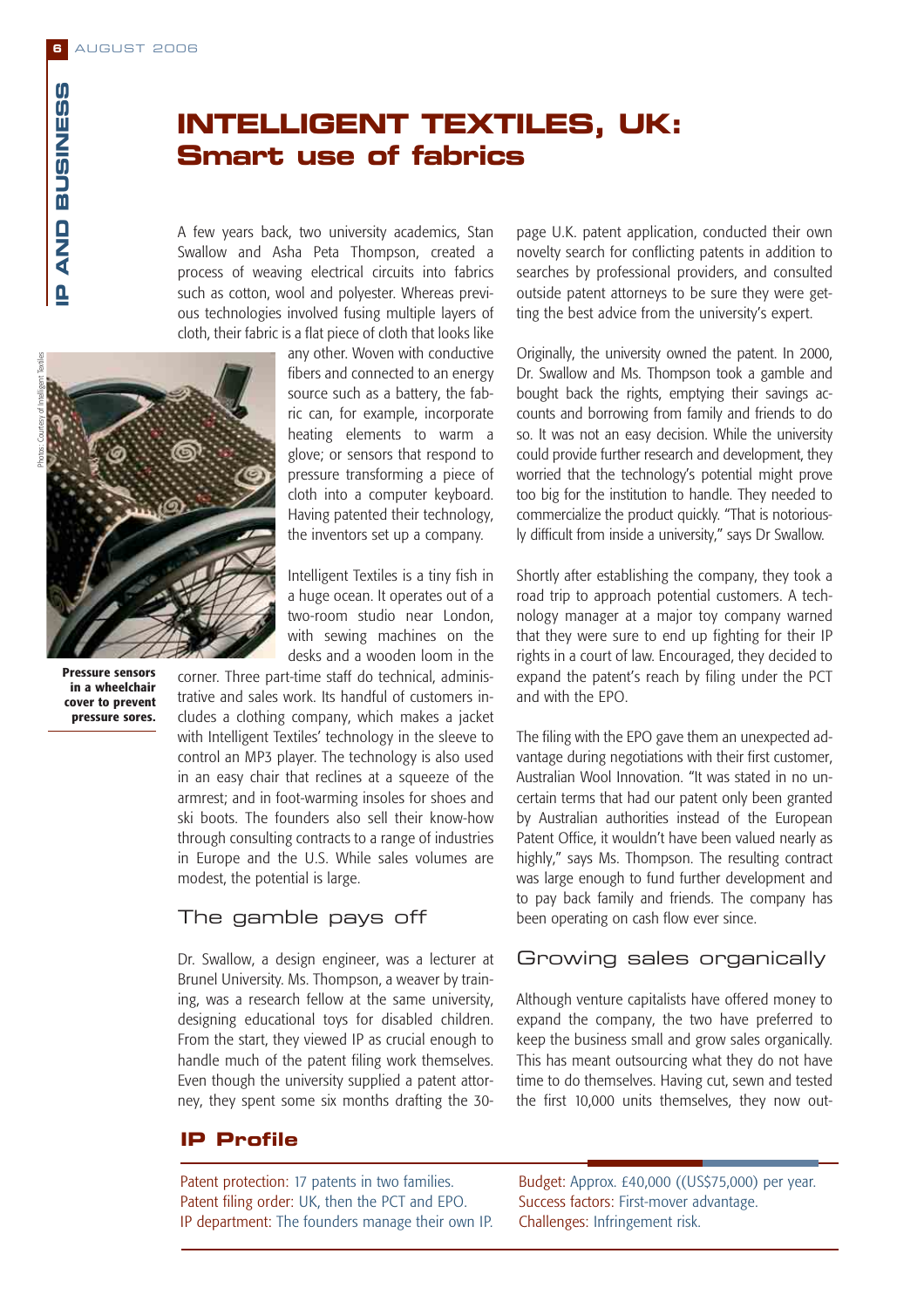# INTELLIGENT TEXTILES, UK:
## Smart use of fabrics

A few years back, two university academics, Stan Swallow and Asha Peta Thompson, created a process of weaving electrical circuits into fabrics such as cotton, wool and polyester. Whereas previous technologies involved fusing multiple layers of cloth, their fabric is a flat piece of cloth that looks like any other. Woven with conductive fibers and connected to an energy source such as a battery, the fabric can, for example, incorporate heating elements to warm a glove; or sensors that respond to pressure transforming a piece of cloth into a computer keyboard. Having patented their technology, the inventors set up a company.

**Pressure sensors in a wheelchair cover to prevent pressure sores.**

Intelligent Textiles is a tiny fish in a huge ocean. It operates out of a two-room studio near London, with sewing machines on the desks and a wooden loom in the corner. Three part-time staff do technical, administrative and sales work. Its handful of customers includes a clothing company, which makes a jacket with Intelligent Textiles' technology in the sleeve to control an MP3 player. The technology is also used in an easy chair that reclines at a squeeze of the armrest; and in foot-warming insoles for shoes and ski boots. The founders also sell their know-how through consulting contracts to a range of industries in Europe and the U.S. While sales volumes are modest, the potential is large.

### The gamble pays off

Dr. Swallow, a design engineer, was a lecturer at Brunel University. Ms. Thompson, a weaver by training, was a research fellow at the same university, designing educational toys for disabled children. From the start, they viewed IP as crucial enough to handle much of the patent filing work themselves. Even though the university supplied a patent attorney, they spent some six months drafting the 30-page U.K. patent application, conducted their own novelty search for conflicting patents in addition to searches by professional providers, and consulted outside patent attorneys to be sure they were getting the best advice from the university's expert.

Originally, the university owned the patent. In 2000, Dr. Swallow and Ms. Thompson took a gamble and bought back the rights, emptying their savings accounts and borrowing from family and friends to do so. It was not an easy decision. While the university could provide further research and development, they worried that the technology's potential might prove too big for the institution to handle. They needed to commercialize the product quickly. "That is notoriously difficult from inside a university," says Dr Swallow.

Shortly after establishing the company, they took a road trip to approach potential customers. A technology manager at a major toy company warned that they were sure to end up fighting for their IP rights in a court of law. Encouraged, they decided to expand the patent's reach by filing under the PCT and with the EPO.

The filing with the EPO gave them an unexpected advantage during negotiations with their first customer, Australian Wool Innovation. "It was stated in no uncertain terms that had our patent only been granted by Australian authorities instead of the European Patent Office, it wouldn't have been valued nearly as highly," says Ms. Thompson. The resulting contract was large enough to fund further development and to pay back family and friends. The company has been operating on cash flow ever since.

### Growing sales organically

Although venture capitalists have offered money to expand the company, the two have preferred to keep the business small and grow sales organically. This has meant outsourcing what they do not have time to do themselves. Having cut, sewn and tested the first 10,000 units themselves, they now out-

### IP Profile

Patent protection: 17 patents in two families.
Patent filing order: UK, then the PCT and EPO.
IP department: The founders manage their own IP.
Budget: Approx. £40,000 ((US$75,000) per year.
Success factors: First-mover advantage.
Challenges: Infringement risk.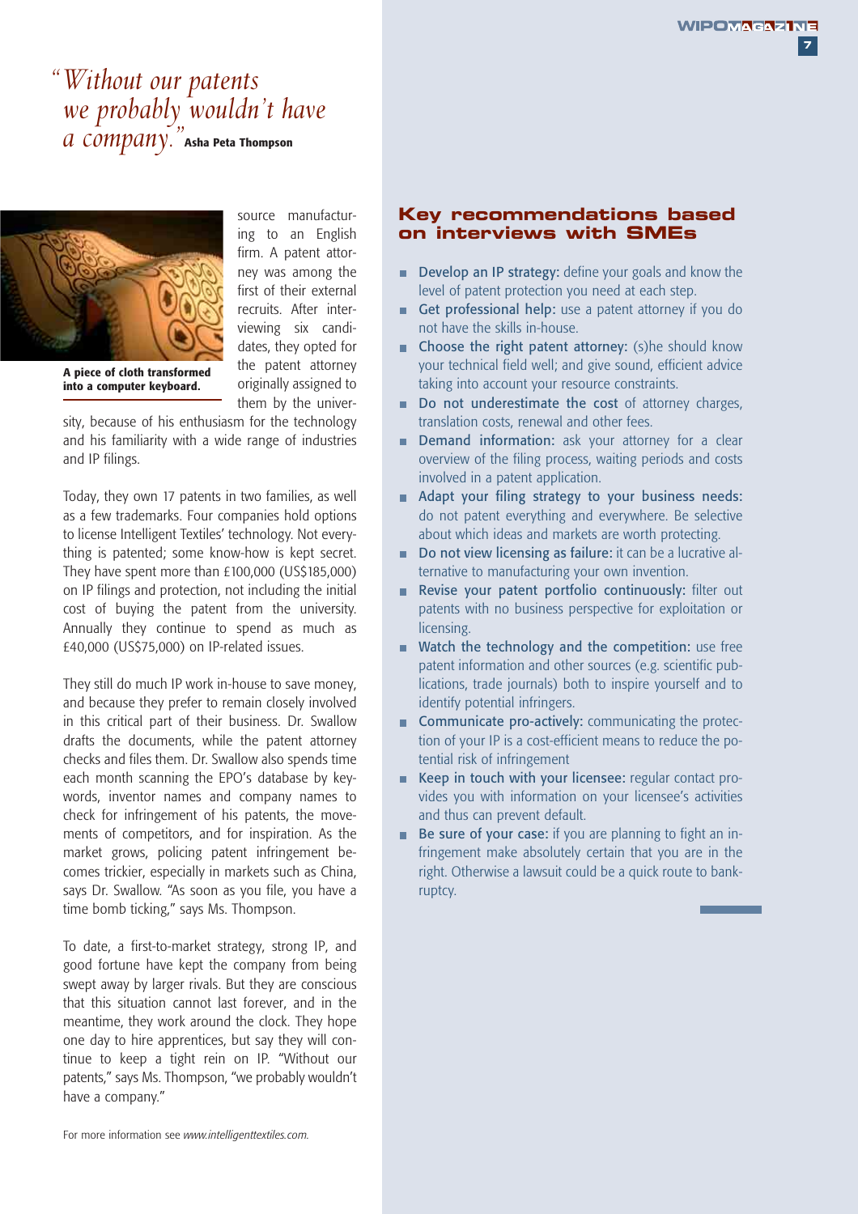*"Without our patents we probably wouldn't have a company."* **Asha Peta Thompson**

**A piece of cloth transformed into a computer keyboard.**

source manufacturing to an English firm. A patent attorney was among the first of their external recruits. After interviewing six candidates, they opted for the patent attorney originally assigned to them by the university, because of his enthusiasm for the technology and his familiarity with a wide range of industries and IP filings.

Today, they own 17 patents in two families, as well as a few trademarks. Four companies hold options to license Intelligent Textiles' technology. Not everything is patented; some know-how is kept secret. They have spent more than £100,000 (US$185,000) on IP filings and protection, not including the initial cost of buying the patent from the university. Annually they continue to spend as much as £40,000 (US$75,000) on IP-related issues.

They still do much IP work in-house to save money, and because they prefer to remain closely involved in this critical part of their business. Dr. Swallow drafts the documents, while the patent attorney checks and files them. Dr. Swallow also spends time each month scanning the EPO's database by keywords, inventor names and company names to check for infringement of his patents, the movements of competitors, and for inspiration. As the market grows, policing patent infringement becomes trickier, especially in markets such as China, says Dr. Swallow. "As soon as you file, you have a time bomb ticking," says Ms. Thompson.

To date, a first-to-market strategy, strong IP, and good fortune have kept the company from being swept away by larger rivals. But they are conscious that this situation cannot last forever, and in the meantime, they work around the clock. They hope one day to hire apprentices, but say they will continue to keep a tight rein on IP. "Without our patents," says Ms. Thompson, "we probably wouldn't have a company."

For more information see *www.intelligenttextiles.com*.

## Key recommendations based on interviews with SMEs

- **Develop an IP strategy:** define your goals and know the level of patent protection you need at each step.
- **Get professional help:** use a patent attorney if you do not have the skills in-house.
- **Choose the right patent attorney:** (s)he should know your technical field well; and give sound, efficient advice taking into account your resource constraints.
- **Do not underestimate the cost** of attorney charges, translation costs, renewal and other fees.
- **Demand information:** ask your attorney for a clear overview of the filing process, waiting periods and costs involved in a patent application.
- **Adapt your filing strategy to your business needs:** do not patent everything and everywhere. Be selective about which ideas and markets are worth protecting.
- **Do not view licensing as failure:** it can be a lucrative alternative to manufacturing your own invention.
- **Revise your patent portfolio continuously:** filter out patents with no business perspective for exploitation or licensing.
- **Watch the technology and the competition:** use free patent information and other sources (e.g. scientific publications, trade journals) both to inspire yourself and to identify potential infringers.
- **Communicate pro-actively:** communicating the protection of your IP is a cost-efficient means to reduce the potential risk of infringement
- **Keep in touch with your licensee:** regular contact provides you with information on your licensee's activities and thus can prevent default.
- **Be sure of your case:** if you are planning to fight an infringement make absolutely certain that you are in the right. Otherwise a lawsuit could be a quick route to bankruptcy.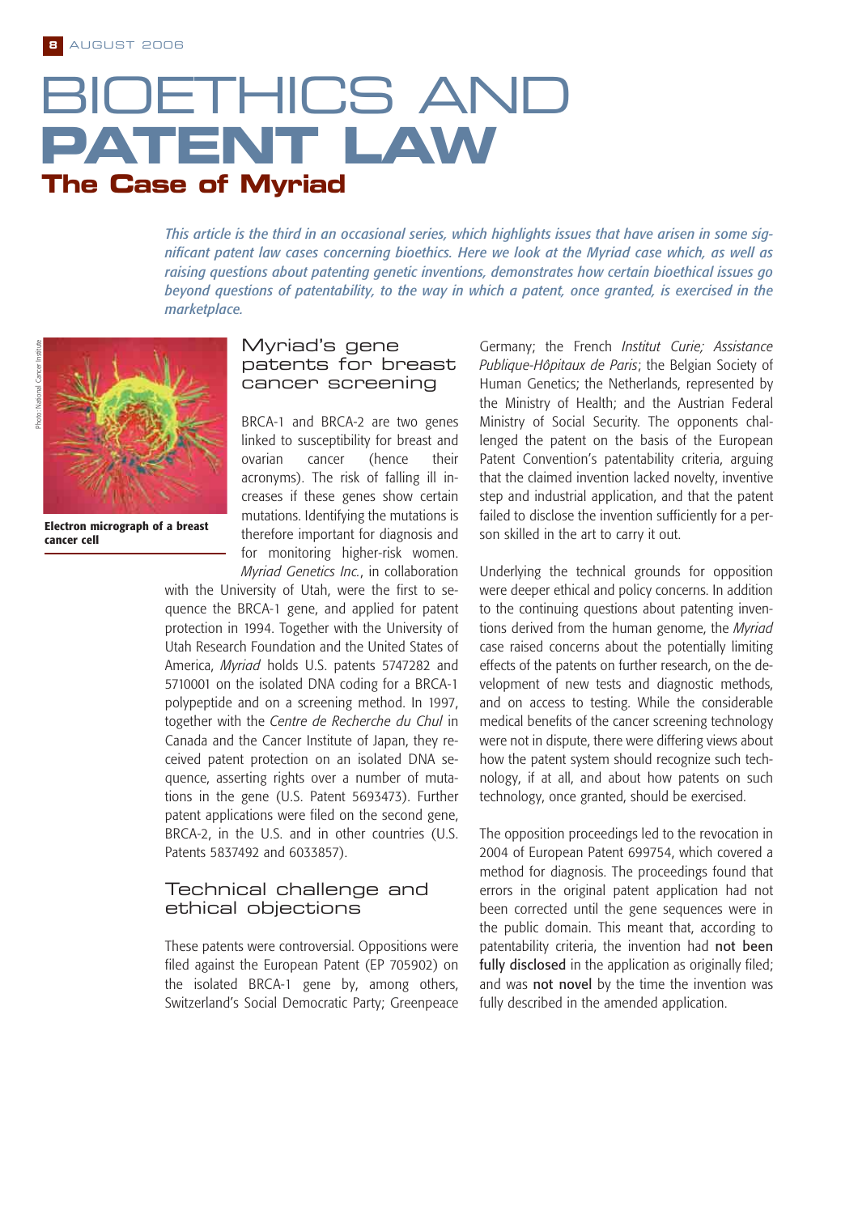# BIOETHICS AND PATENT LAW

## The Case of Myriad

*This article is the third in an occasional series, which highlights issues that have arisen in some significant patent law cases concerning bioethics. Here we look at the Myriad case which, as well as raising questions about patenting genetic inventions, demonstrates how certain bioethical issues go beyond questions of patentability, to the way in which a patent, once granted, is exercised in the marketplace.*

Photo: National Cancer Institute

**Electron micrograph of a breast cancer cell**

### Myriad's gene patents for breast cancer screening

BRCA-1 and BRCA-2 are two genes linked to susceptibility for breast and ovarian cancer (hence their acronyms). The risk of falling ill increases if these genes show certain mutations. Identifying the mutations is therefore important for diagnosis and for monitoring higher-risk women. *Myriad Genetics Inc.*, in collaboration with the University of Utah, were the first to sequence the BRCA-1 gene, and applied for patent protection in 1994. Together with the University of Utah Research Foundation and the United States of America, *Myriad* holds U.S. patents 5747282 and 5710001 on the isolated DNA coding for a BRCA-1 polypeptide and on a screening method. In 1997, together with the *Centre de Recherche du Chul* in Canada and the Cancer Institute of Japan, they received patent protection on an isolated DNA sequence, asserting rights over a number of mutations in the gene (U.S. Patent 5693473). Further patent applications were filed on the second gene, BRCA-2, in the U.S. and in other countries (U.S. Patents 5837492 and 6033857).

### Technical challenge and ethical objections

These patents were controversial. Oppositions were filed against the European Patent (EP 705902) on the isolated BRCA-1 gene by, among others, Switzerland's Social Democratic Party; Greenpeace Germany; the French *Institut Curie; Assistance Publique-Hôpitaux de Paris*; the Belgian Society of Human Genetics; the Netherlands, represented by the Ministry of Health; and the Austrian Federal Ministry of Social Security. The opponents challenged the patent on the basis of the European Patent Convention's patentability criteria, arguing that the claimed invention lacked novelty, inventive step and industrial application, and that the patent failed to disclose the invention sufficiently for a person skilled in the art to carry it out.

Underlying the technical grounds for opposition were deeper ethical and policy concerns. In addition to the continuing questions about patenting inventions derived from the human genome, the *Myriad* case raised concerns about the potentially limiting effects of the patents on further research, on the development of new tests and diagnostic methods, and on access to testing. While the considerable medical benefits of the cancer screening technology were not in dispute, there were differing views about how the patent system should recognize such technology, if at all, and about how patents on such technology, once granted, should be exercised.

The opposition proceedings led to the revocation in 2004 of European Patent 699754, which covered a method for diagnosis. The proceedings found that errors in the original patent application had not been corrected until the gene sequences were in the public domain. This meant that, according to patentability criteria, the invention had **not been fully disclosed** in the application as originally filed; and was **not novel** by the time the invention was fully described in the amended application.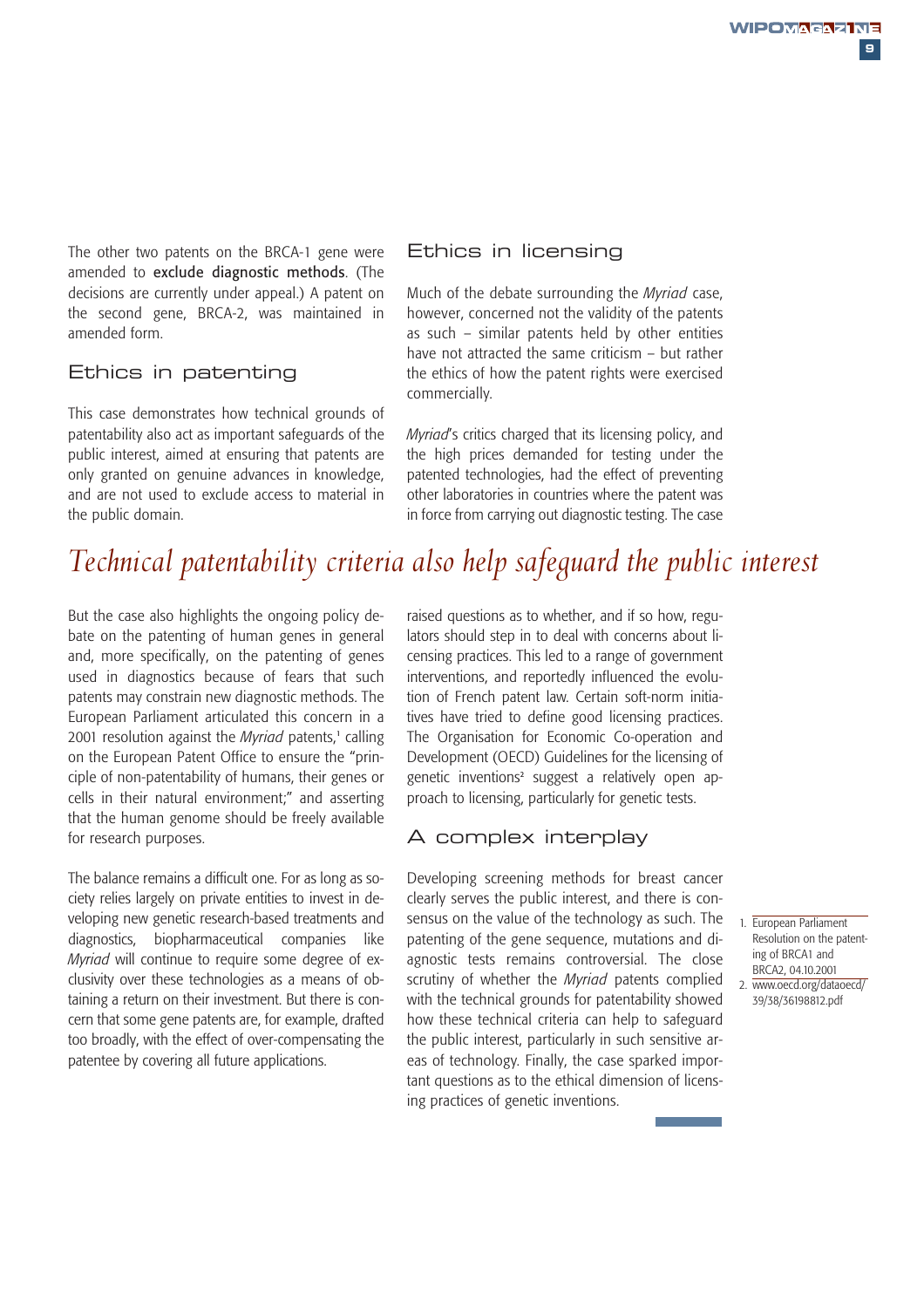The other two patents on the BRCA-1 gene were amended to exclude diagnostic methods. (The decisions are currently under appeal.) A patent on the second gene, BRCA-2, was maintained in amended form.

## Ethics in patenting

This case demonstrates how technical grounds of patentability also act as important safeguards of the public interest, aimed at ensuring that patents are only granted on genuine advances in knowledge, and are not used to exclude access to material in the public domain.

## Ethics in licensing

Much of the debate surrounding the *Myriad* case, however, concerned not the validity of the patents as such – similar patents held by other entities have not attracted the same criticism – but rather the ethics of how the patent rights were exercised commercially.

*Myriad*'s critics charged that its licensing policy, and the high prices demanded for testing under the patented technologies, had the effect of preventing other laboratories in countries where the patent was in force from carrying out diagnostic testing. The case raised questions as to whether, and if so how, regulators should step in to deal with concerns about licensing practices. This led to a range of government interventions, and reportedly influenced the evolution of French patent law. Certain soft-norm initiatives have tried to define good licensing practices. The Organisation for Economic Co-operation and Development (OECD) Guidelines for the licensing of genetic inventions[2] suggest a relatively open approach to licensing, particularly for genetic tests.

*Technical patentability criteria also help safeguard the public interest*

But the case also highlights the ongoing policy debate on the patenting of human genes in general and, more specifically, on the patenting of genes used in diagnostics because of fears that such patents may constrain new diagnostic methods. The European Parliament articulated this concern in a 2001 resolution against the *Myriad* patents,[1] calling on the European Patent Office to ensure the "principle of non-patentability of humans, their genes or cells in their natural environment;" and asserting that the human genome should be freely available for research purposes.

The balance remains a difficult one. For as long as society relies largely on private entities to invest in developing new genetic research-based treatments and diagnostics, biopharmaceutical companies like *Myriad* will continue to require some degree of exclusivity over these technologies as a means of obtaining a return on their investment. But there is concern that some gene patents are, for example, drafted too broadly, with the effect of over-compensating the patentee by covering all future applications.

## A complex interplay

Developing screening methods for breast cancer clearly serves the public interest, and there is consensus on the value of the technology as such. The patenting of the gene sequence, mutations and diagnostic tests remains controversial. The close scrutiny of whether the *Myriad* patents complied with the technical grounds for patentability showed how these technical criteria can help to safeguard the public interest, particularly in such sensitive areas of technology. Finally, the case sparked important questions as to the ethical dimension of licensing practices of genetic inventions.

1. European Parliament Resolution on the patenting of BRCA1 and BRCA2, 04.10.2001
2. www.oecd.org/dataoecd/39/38/36198812.pdf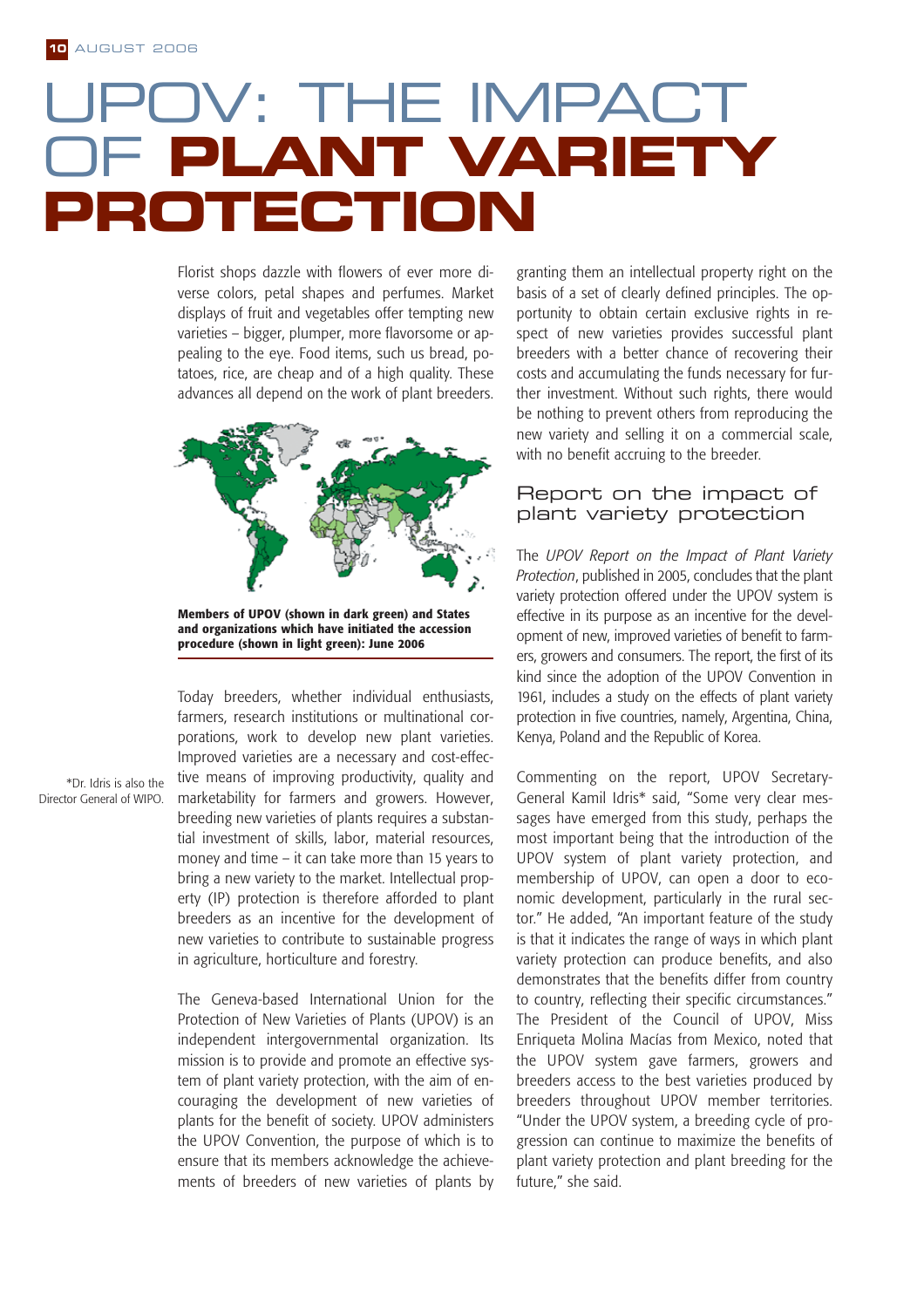# UPOV: THE IMPACT OF PLANT VARIETY PROTECTION

Florist shops dazzle with flowers of ever more diverse colors, petal shapes and perfumes. Market displays of fruit and vegetables offer tempting new varieties – bigger, plumper, more flavorsome or appealing to the eye. Food items, such us bread, potatoes, rice, are cheap and of a high quality. These advances all depend on the work of plant breeders.

**Members of UPOV (shown in dark green) and States and organizations which have initiated the accession procedure (shown in light green): June 2006**

Today breeders, whether individual enthusiasts, farmers, research institutions or multinational corporations, work to develop new plant varieties. Improved varieties are a necessary and cost-effective means of improving productivity, quality and marketability for farmers and growers. However, breeding new varieties of plants requires a substantial investment of skills, labor, material resources, money and time – it can take more than 15 years to bring a new variety to the market. Intellectual property (IP) protection is therefore afforded to plant breeders as an incentive for the development of new varieties to contribute to sustainable progress in agriculture, horticulture and forestry.

The Geneva-based International Union for the Protection of New Varieties of Plants (UPOV) is an independent intergovernmental organization. Its mission is to provide and promote an effective system of plant variety protection, with the aim of encouraging the development of new varieties of plants for the benefit of society. UPOV administers the UPOV Convention, the purpose of which is to ensure that its members acknowledge the achievements of breeders of new varieties of plants by granting them an intellectual property right on the basis of a set of clearly defined principles. The opportunity to obtain certain exclusive rights in respect of new varieties provides successful plant breeders with a better chance of recovering their costs and accumulating the funds necessary for further investment. Without such rights, there would be nothing to prevent others from reproducing the new variety and selling it on a commercial scale, with no benefit accruing to the breeder.

## Report on the impact of plant variety protection

The *UPOV Report on the Impact of Plant Variety Protection*, published in 2005, concludes that the plant variety protection offered under the UPOV system is effective in its purpose as an incentive for the development of new, improved varieties of benefit to farmers, growers and consumers. The report, the first of its kind since the adoption of the UPOV Convention in 1961, includes a study on the effects of plant variety protection in five countries, namely, Argentina, China, Kenya, Poland and the Republic of Korea.

Commenting on the report, UPOV Secretary-General Kamil Idris* said, "Some very clear messages have emerged from this study, perhaps the most important being that the introduction of the UPOV system of plant variety protection, and membership of UPOV, can open a door to economic development, particularly in the rural sector." He added, "An important feature of the study is that it indicates the range of ways in which plant variety protection can produce benefits, and also demonstrates that the benefits differ from country to country, reflecting their specific circumstances." The President of the Council of UPOV, Miss Enriqueta Molina Macías from Mexico, noted that the UPOV system gave farmers, growers and breeders access to the best varieties produced by breeders throughout UPOV member territories. "Under the UPOV system, a breeding cycle of progression can continue to maximize the benefits of plant variety protection and plant breeding for the future," she said.

*Dr. Idris is also the Director General of WIPO.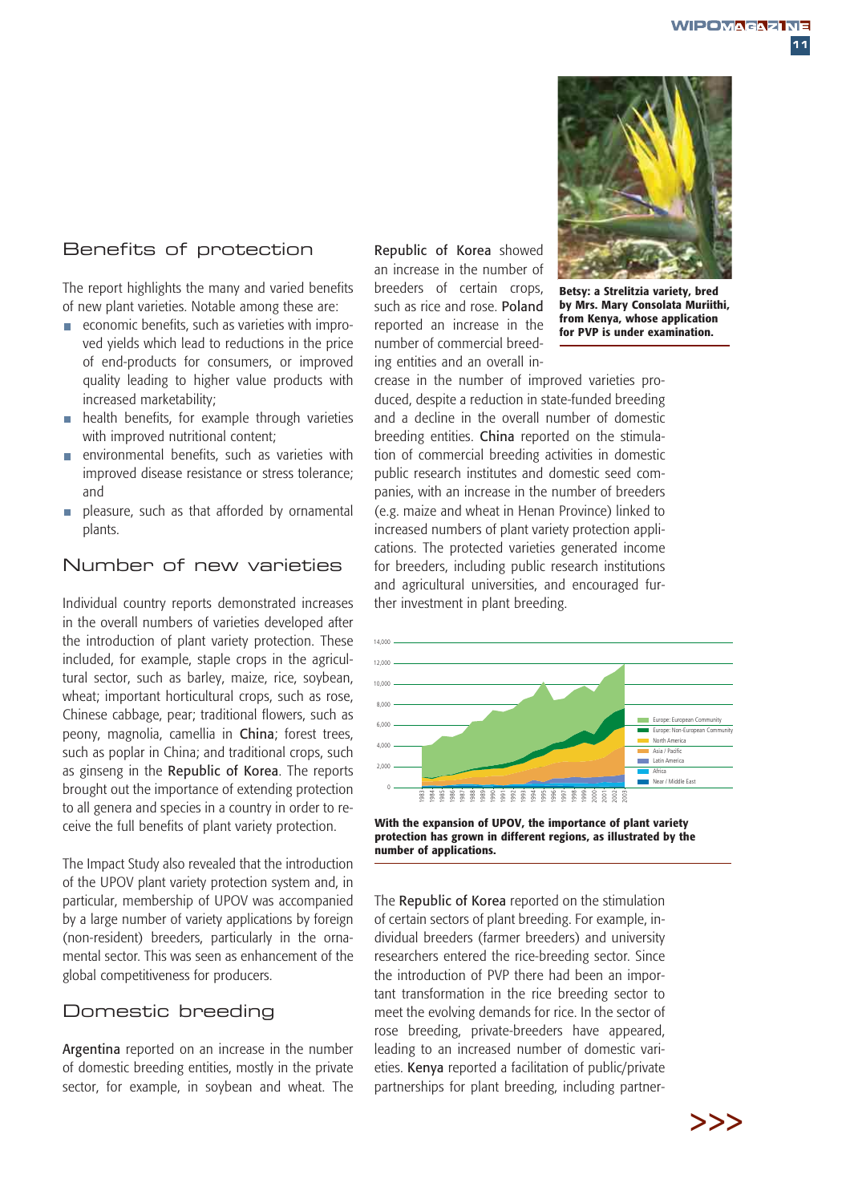## Benefits of protection

The report highlights the many and varied benefits of new plant varieties. Notable among these are:

- economic benefits, such as varieties with improved yields which lead to reductions in the price of end-products for consumers, or improved quality leading to higher value products with increased marketability;
- health benefits, for example through varieties with improved nutritional content;
- environmental benefits, such as varieties with improved disease resistance or stress tolerance; and
- pleasure, such as that afforded by ornamental plants.

## Number of new varieties

Individual country reports demonstrated increases in the overall numbers of varieties developed after the introduction of plant variety protection. These included, for example, staple crops in the agricultural sector, such as barley, maize, rice, soybean, wheat; important horticultural crops, such as rose, Chinese cabbage, pear; traditional flowers, such as peony, magnolia, camellia in **China**; forest trees, such as poplar in China; and traditional crops, such as ginseng in the **Republic of Korea**. The reports brought out the importance of extending protection to all genera and species in a country in order to receive the full benefits of plant variety protection.

The Impact Study also revealed that the introduction of the UPOV plant variety protection system and, in particular, membership of UPOV was accompanied by a large number of variety applications by foreign (non-resident) breeders, particularly in the ornamental sector. This was seen as enhancement of the global competitiveness for producers.

## Domestic breeding

**Argentina** reported on an increase in the number of domestic breeding entities, mostly in the private sector, for example, in soybean and wheat. The **Republic of Korea** showed an increase in the number of breeders of certain crops, such as rice and rose. **Poland** reported an increase in the number of commercial breeding entities and an overall increase in the number of improved varieties produced, despite a reduction in state-funded breeding and a decline in the overall number of domestic breeding entities. **China** reported on the stimulation of commercial breeding activities in domestic public research institutes and domestic seed companies, with an increase in the number of breeders (e.g. maize and wheat in Henan Province) linked to increased numbers of plant variety protection applications. The protected varieties generated income for breeders, including public research institutions and agricultural universities, and encouraged further investment in plant breeding.

**Betsy: a Strelitzia variety, bred by Mrs. Mary Consolata Muriithi, from Kenya, whose application for PVP is under examination.**

**With the expansion of UPOV, the importance of plant variety protection has grown in different regions, as illustrated by the number of applications.**

The **Republic of Korea** reported on the stimulation of certain sectors of plant breeding. For example, individual breeders (farmer breeders) and university researchers entered the rice-breeding sector. Since the introduction of PVP there had been an important transformation in the rice breeding sector to meet the evolving demands for rice. In the sector of rose breeding, private-breeders have appeared, leading to an increased number of domestic varieties. **Kenya** reported a facilitation of public/private partnerships for plant breeding, including partner-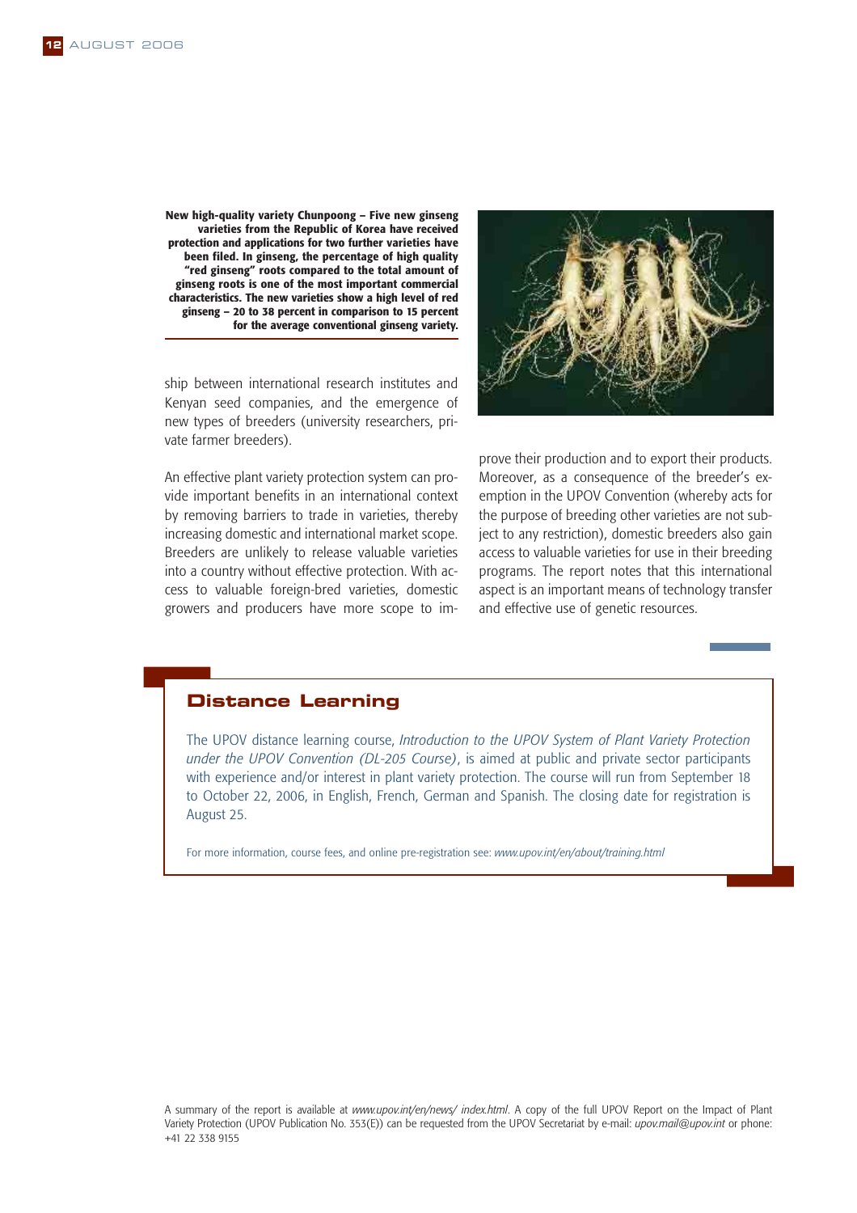**New high-quality variety Chunpoong – Five new ginseng varieties from the Republic of Korea have received protection and applications for two further varieties have been filed. In ginseng, the percentage of high quality "red ginseng" roots compared to the total amount of ginseng roots is one of the most important commercial characteristics. The new varieties show a high level of red ginseng – 20 to 38 percent in comparison to 15 percent for the average conventional ginseng variety.**

ship between international research institutes and Kenyan seed companies, and the emergence of new types of breeders (university researchers, private farmer breeders).

An effective plant variety protection system can provide important benefits in an international context by removing barriers to trade in varieties, thereby increasing domestic and international market scope. Breeders are unlikely to release valuable varieties into a country without effective protection. With access to valuable foreign-bred varieties, domestic growers and producers have more scope to improve their production and to export their products. Moreover, as a consequence of the breeder's exemption in the UPOV Convention (whereby acts for the purpose of breeding other varieties are not subject to any restriction), domestic breeders also gain access to valuable varieties for use in their breeding programs. The report notes that this international aspect is an important means of technology transfer and effective use of genetic resources.

## Distance Learning

The UPOV distance learning course, *Introduction to the UPOV System of Plant Variety Protection under the UPOV Convention (DL-205 Course)*, is aimed at public and private sector participants with experience and/or interest in plant variety protection. The course will run from September 18 to October 22, 2006, in English, French, German and Spanish. The closing date for registration is August 25.

For more information, course fees, and online pre-registration see: *www.upov.int/en/about/training.html*

A summary of the report is available at *www.upov.int/en/news/ index.html*. A copy of the full UPOV Report on the Impact of Plant Variety Protection (UPOV Publication No. 353(E)) can be requested from the UPOV Secretariat by e-mail: *upov.mail@upov.int* or phone: +41 22 338 9155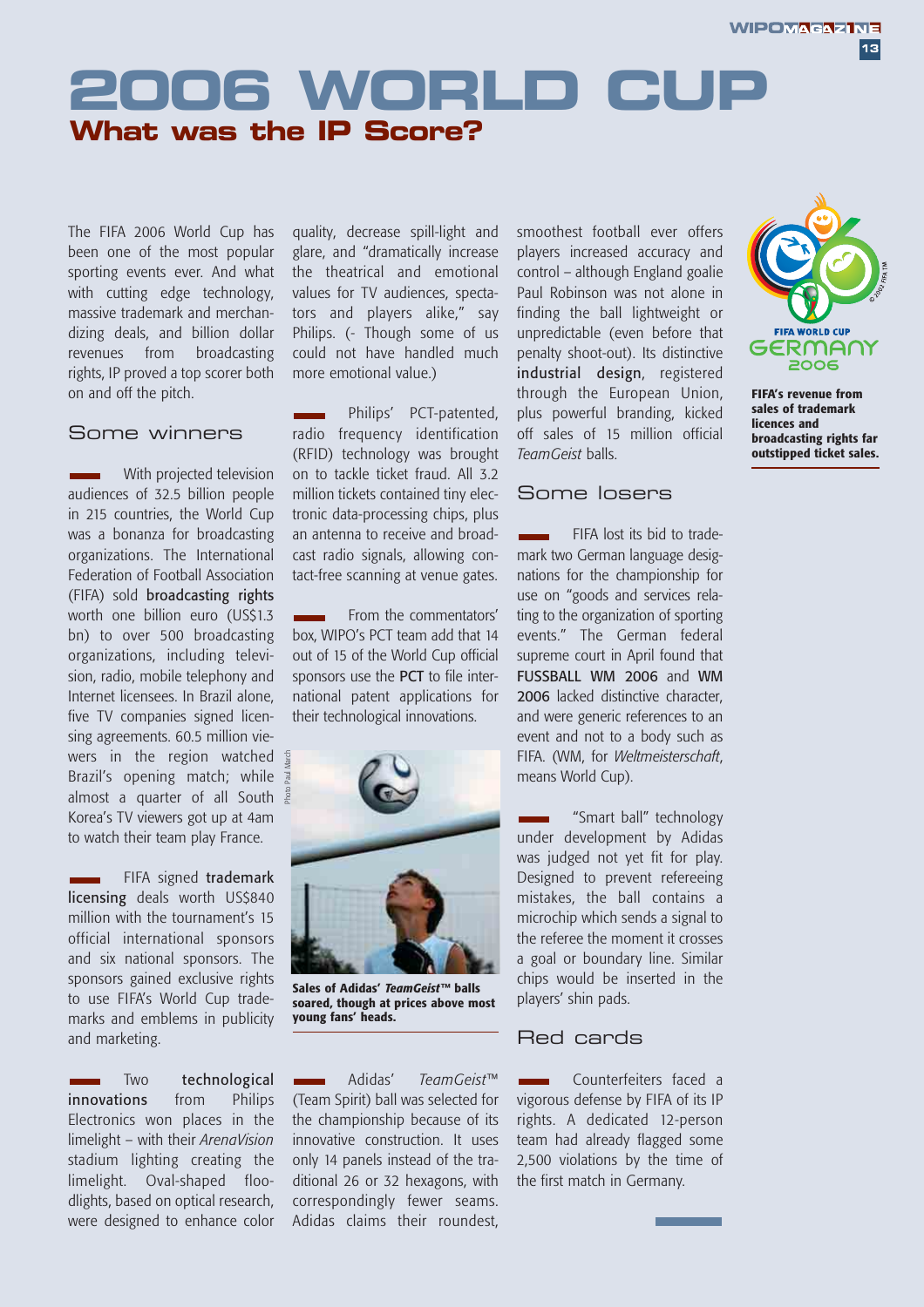# 2006 WORLD CUP

## What was the IP Score?

The FIFA 2006 World Cup has been one of the most popular sporting events ever. And what with cutting edge technology, massive trademark and merchandizing deals, and billion dollar revenues from broadcasting rights, IP proved a top scorer both on and off the pitch.

### Some winners

With projected television audiences of 32.5 billion people in 215 countries, the World Cup was a bonanza for broadcasting organizations. The International Federation of Football Association (FIFA) sold **broadcasting rights** worth one billion euro (US$1.3 bn) to over 500 broadcasting organizations, including television, radio, mobile telephony and Internet licensees. In Brazil alone, five TV companies signed licensing agreements. 60.5 million viewers in the region watched Brazil's opening match; while almost a quarter of all South Korea's TV viewers got up at 4am to watch their team play France.

FIFA signed **trademark licensing** deals worth US$840 million with the tournament's 15 official international sponsors and six national sponsors. The sponsors gained exclusive rights to use FIFA's World Cup trademarks and emblems in publicity and marketing.

Two **technological innovations** from Philips Electronics won places in the limelight – with their *ArenaVision* stadium lighting creating the limelight. Oval-shaped floodlights, based on optical research, were designed to enhance color quality, decrease spill-light and glare, and "dramatically increase the theatrical and emotional values for TV audiences, spectators and players alike," say Philips. (- Though some of us could not have handled much more emotional value.)

Philips' PCT-patented, radio frequency identification (RFID) technology was brought on to tackle ticket fraud. All 3.2 million tickets contained tiny electronic data-processing chips, plus an antenna to receive and broadcast radio signals, allowing contact-free scanning at venue gates.

From the commentators' box, WIPO's PCT team add that 14 out of 15 of the World Cup official sponsors use the **PCT** to file international patent applications for their technological innovations.

Photo Paul March

**Sales of Adidas' *TeamGeist*™ balls soared, though at prices above most young fans' heads.**

Adidas' *TeamGeist*™ (Team Spirit) ball was selected for the championship because of its innovative construction. It uses only 14 panels instead of the traditional 26 or 32 hexagons, with correspondingly fewer seams. Adidas claims their roundest, smoothest football ever offers players increased accuracy and control – although England goalie Paul Robinson was not alone in finding the ball lightweight or unpredictable (even before that penalty shoot-out). Its distinctive **industrial design**, registered through the European Union, plus powerful branding, kicked off sales of 15 million official *TeamGeist* balls.

### Some losers

FIFA lost its bid to trademark two German language designations for the championship for use on "goods and services relating to the organization of sporting events." The German federal supreme court in April found that **FUSSBALL WM 2006** and **WM 2006** lacked distinctive character, and were generic references to an event and not to a body such as FIFA. (WM, for *Weltmeisterschaft*, means World Cup).

"Smart ball" technology under development by Adidas was judged not yet fit for play. Designed to prevent refereeing mistakes, the ball contains a microchip which sends a signal to the referee the moment it crosses a goal or boundary line. Similar chips would be inserted in the players' shin pads.

### Red cards

Counterfeiters faced a vigorous defense by FIFA of its IP rights. A dedicated 12-person team had already flagged some 2,500 violations by the time of the first match in Germany.

FIFA WORLD CUP GERMANY 2006

**FIFA's revenue from sales of trademark licences and broadcasting rights far outstripped ticket sales.**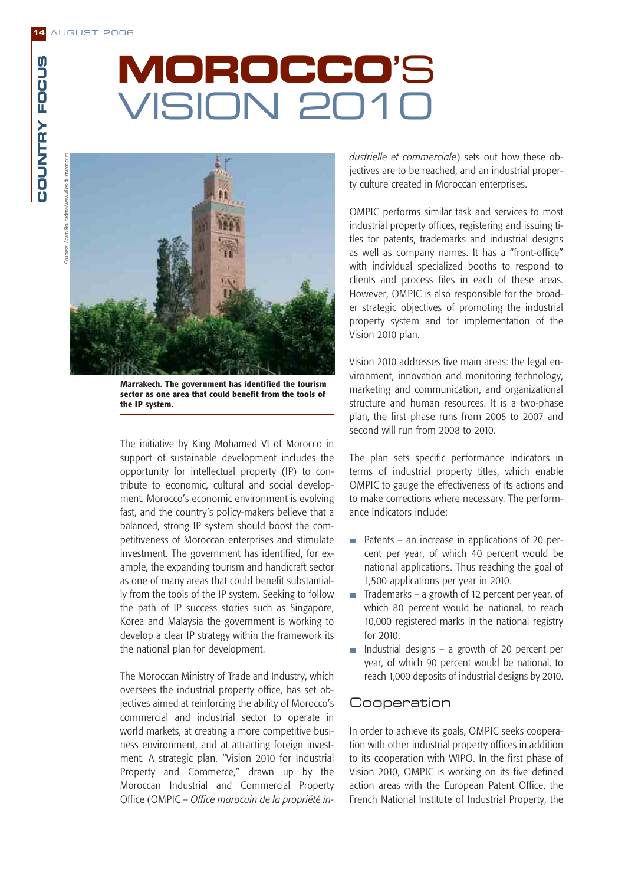# MOROCCO'S VISION 2010

Courtesy: Adam Bouhadma/www.villes-du-maroc.com

**Marrakech. The government has identified the tourism sector as one area that could benefit from the tools of the IP system.**

The initiative by King Mohamed VI of Morocco in support of sustainable development includes the opportunity for intellectual property (IP) to contribute to economic, cultural and social development. Morocco's economic environment is evolving fast, and the country's policy-makers believe that a balanced, strong IP system should boost the competitiveness of Moroccan enterprises and stimulate investment. The government has identified, for example, the expanding tourism and handicraft sector as one of many areas that could benefit substantially from the tools of the IP system. Seeking to follow the path of IP success stories such as Singapore, Korea and Malaysia the government is working to develop a clear IP strategy within the framework its the national plan for development.

The Moroccan Ministry of Trade and Industry, which oversees the industrial property office, has set objectives aimed at reinforcing the ability of Morocco's commercial and industrial sector to operate in world markets, at creating a more competitive business environment, and at attracting foreign investment. A strategic plan, "Vision 2010 for Industrial Property and Commerce," drawn up by the Moroccan Industrial and Commercial Property Office (OMPIC – *Office marocain de la propriété industrielle et commerciale*) sets out how these objectives are to be reached, and an industrial property culture created in Moroccan enterprises.

OMPIC performs similar task and services to most industrial property offices, registering and issuing titles for patents, trademarks and industrial designs as well as company names. It has a "front-office" with individual specialized booths to respond to clients and process files in each of these areas. However, OMPIC is also responsible for the broader strategic objectives of promoting the industrial property system and for implementation of the Vision 2010 plan.

Vision 2010 addresses five main areas: the legal environment, innovation and monitoring technology, marketing and communication, and organizational structure and human resources. It is a two-phase plan, the first phase runs from 2005 to 2007 and second will run from 2008 to 2010.

The plan sets specific performance indicators in terms of industrial property titles, which enable OMPIC to gauge the effectiveness of its actions and to make corrections where necessary. The performance indicators include:

- Patents – an increase in applications of 20 percent per year, of which 40 percent would be national applications. Thus reaching the goal of 1,500 applications per year in 2010.
- Trademarks – a growth of 12 percent per year, of which 80 percent would be national, to reach 10,000 registered marks in the national registry for 2010.
- Industrial designs – a growth of 20 percent per year, of which 90 percent would be national, to reach 1,000 deposits of industrial designs by 2010.

## Cooperation

In order to achieve its goals, OMPIC seeks cooperation with other industrial property offices in addition to its cooperation with WIPO. In the first phase of Vision 2010, OMPIC is working on its five defined action areas with the European Patent Office, the French National Institute of Industrial Property, the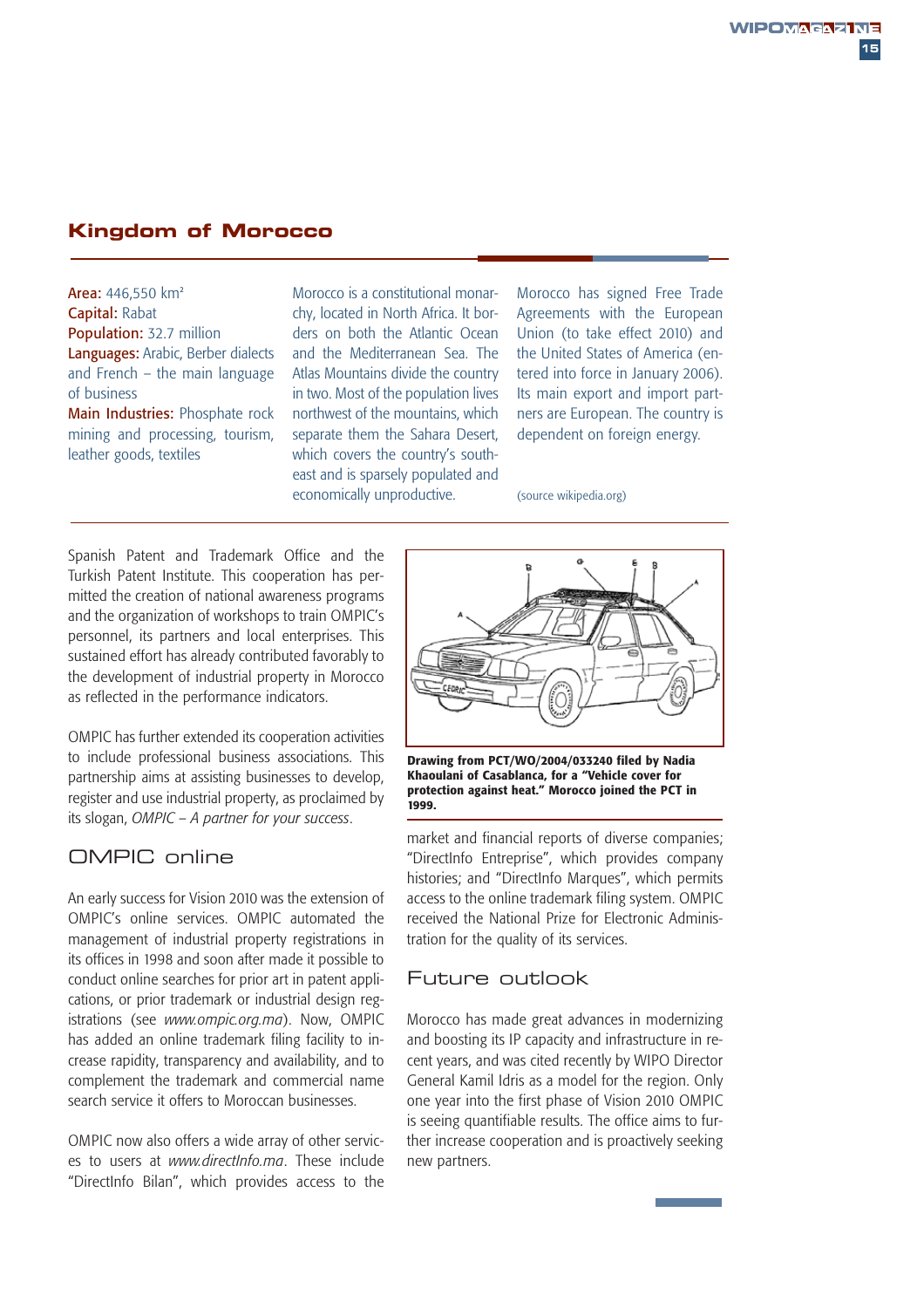## Kingdom of Morocco

**Area:** 446,550 km²
**Capital:** Rabat
**Population:** 32.7 million
**Languages:** Arabic, Berber dialects and French – the main language of business
**Main Industries:** Phosphate rock mining and processing, tourism, leather goods, textiles

Morocco is a constitutional monarchy, located in North Africa. It borders on both the Atlantic Ocean and the Mediterranean Sea. The Atlas Mountains divide the country in two. Most of the population lives northwest of the mountains, which separate them the Sahara Desert, which covers the country's southeast and is sparsely populated and economically unproductive.

Morocco has signed Free Trade Agreements with the European Union (to take effect 2010) and the United States of America (entered into force in January 2006). Its main export and import partners are European. The country is dependent on foreign energy.

(source wikipedia.org)

Spanish Patent and Trademark Office and the Turkish Patent Institute. This cooperation has permitted the creation of national awareness programs and the organization of workshops to train OMPIC's personnel, its partners and local enterprises. This sustained effort has already contributed favorably to the development of industrial property in Morocco as reflected in the performance indicators.

OMPIC has further extended its cooperation activities to include professional business associations. This partnership aims at assisting businesses to develop, register and use industrial property, as proclaimed by its slogan, *OMPIC – A partner for your success*.

## OMPIC online

An early success for Vision 2010 was the extension of OMPIC's online services. OMPIC automated the management of industrial property registrations in its offices in 1998 and soon after made it possible to conduct online searches for prior art in patent applications, or prior trademark or industrial design registrations (see *www.ompic.org.ma*). Now, OMPIC has added an online trademark filing facility to increase rapidity, transparency and availability, and to complement the trademark and commercial name search service it offers to Moroccan businesses.

OMPIC now also offers a wide array of other services to users at *www.directInfo.ma*. These include "DirectInfo Bilan", which provides access to the market and financial reports of diverse companies; "DirectInfo Entreprise", which provides company histories; and "DirectInfo Marques", which permits access to the online trademark filing system. OMPIC received the National Prize for Electronic Administration for the quality of its services.

**Drawing from PCT/WO/2004/033240 filed by Nadia Khaoulani of Casablanca, for a "Vehicle cover for protection against heat." Morocco joined the PCT in 1999.**

## Future outlook

Morocco has made great advances in modernizing and boosting its IP capacity and infrastructure in recent years, and was cited recently by WIPO Director General Kamil Idris as a model for the region. Only one year into the first phase of Vision 2010 OMPIC is seeing quantifiable results. The office aims to further increase cooperation and is proactively seeking new partners.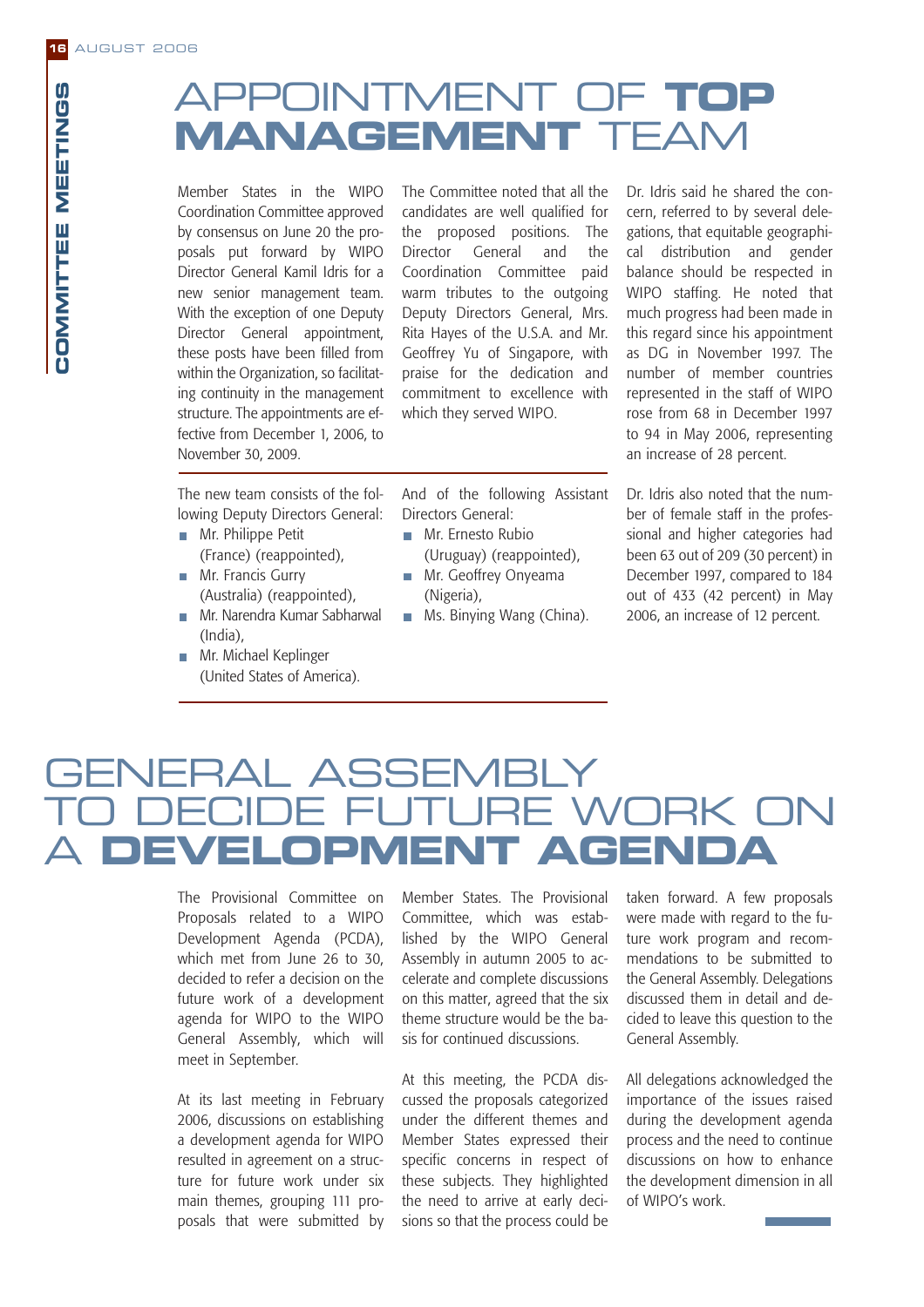# APPOINTMENT OF TOP MANAGEMENT TEAM

Member States in the WIPO Coordination Committee approved by consensus on June 20 the proposals put forward by WIPO Director General Kamil Idris for a new senior management team. With the exception of one Deputy Director General appointment, these posts have been filled from within the Organization, so facilitating continuity in the management structure. The appointments are effective from December 1, 2006, to November 30, 2009.

The Committee noted that all the candidates are well qualified for the proposed positions. The Director General and the Coordination Committee paid warm tributes to the outgoing Deputy Directors General, Mrs. Rita Hayes of the U.S.A. and Mr. Geoffrey Yu of Singapore, with praise for the dedication and commitment to excellence with which they served WIPO.

The new team consists of the following Deputy Directors General:

- Mr. Philippe Petit (France) (reappointed),
- Mr. Francis Gurry (Australia) (reappointed),
- Mr. Narendra Kumar Sabharwal (India),
- Mr. Michael Keplinger (United States of America).

And of the following Assistant Directors General:

- Mr. Ernesto Rubio (Uruguay) (reappointed),
- Mr. Geoffrey Onyeama (Nigeria),
- Ms. Binying Wang (China).

Dr. Idris said he shared the concern, referred to by several delegations, that equitable geographical distribution and gender balance should be respected in WIPO staffing. He noted that much progress had been made in this regard since his appointment as DG in November 1997. The number of member countries represented in the staff of WIPO rose from 68 in December 1997 to 94 in May 2006, representing an increase of 28 percent.

Dr. Idris also noted that the number of female staff in the professional and higher categories had been 63 out of 209 (30 percent) in December 1997, compared to 184 out of 433 (42 percent) in May 2006, an increase of 12 percent.

# GENERAL ASSEMBLY TO DECIDE FUTURE WORK ON A DEVELOPMENT AGENDA

The Provisional Committee on Proposals related to a WIPO Development Agenda (PCDA), which met from June 26 to 30, decided to refer a decision on the future work of a development agenda for WIPO to the WIPO General Assembly, which will meet in September.

At its last meeting in February 2006, discussions on establishing a development agenda for WIPO resulted in agreement on a structure for future work under six main themes, grouping 111 proposals that were submitted by Member States. The Provisional Committee, which was established by the WIPO General Assembly in autumn 2005 to accelerate and complete discussions on this matter, agreed that the six theme structure would be the basis for continued discussions.

At this meeting, the PCDA discussed the proposals categorized under the different themes and Member States expressed their specific concerns in respect of these subjects. They highlighted the need to arrive at early decisions so that the process could be taken forward. A few proposals were made with regard to the future work program and recommendations to be submitted to the General Assembly. Delegations discussed them in detail and decided to leave this question to the General Assembly.

All delegations acknowledged the importance of the issues raised during the development agenda process and the need to continue discussions on how to enhance the development dimension in all of WIPO's work.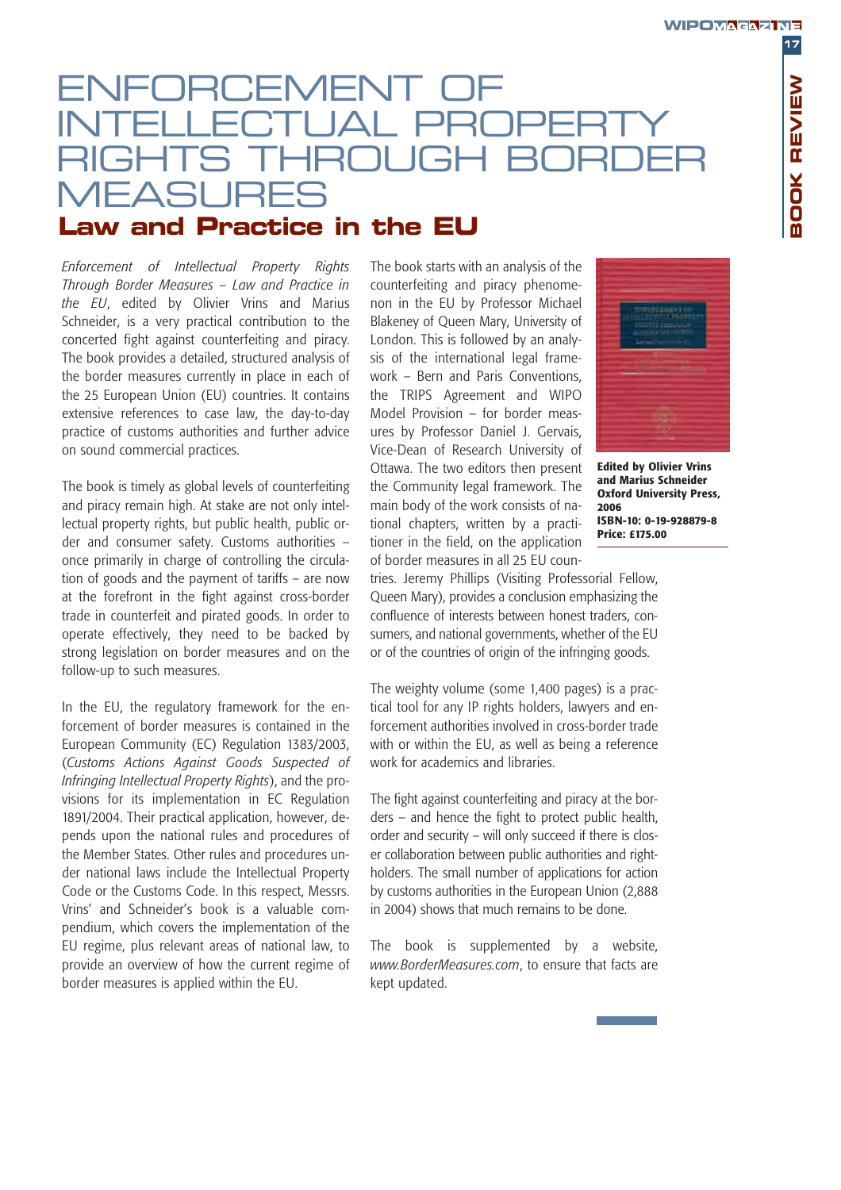# ENFORCEMENT OF INTELLECTUAL PROPERTY RIGHTS THROUGH BORDER MEASURES

## Law and Practice in the EU

*Enforcement of Intellectual Property Rights Through Border Measures – Law and Practice in the EU*, edited by Olivier Vrins and Marius Schneider, is a very practical contribution to the concerted fight against counterfeiting and piracy. The book provides a detailed, structured analysis of the border measures currently in place in each of the 25 European Union (EU) countries. It contains extensive references to case law, the day-to-day practice of customs authorities and further advice on sound commercial practices.

The book is timely as global levels of counterfeiting and piracy remain high. At stake are not only intellectual property rights, but public health, public order and consumer safety. Customs authorities – once primarily in charge of controlling the circulation of goods and the payment of tariffs – are now at the forefront in the fight against cross-border trade in counterfeit and pirated goods. In order to operate effectively, they need to be backed by strong legislation on border measures and on the follow-up to such measures.

In the EU, the regulatory framework for the enforcement of border measures is contained in the European Community (EC) Regulation 1383/2003, (*Customs Actions Against Goods Suspected of Infringing Intellectual Property Rights*), and the provisions for its implementation in EC Regulation 1891/2004. Their practical application, however, depends upon the national rules and procedures of the Member States. Other rules and procedures under national laws include the Intellectual Property Code or the Customs Code. In this respect, Messrs. Vrins' and Schneider's book is a valuable compendium, which covers the implementation of the EU regime, plus relevant areas of national law, to provide an overview of how the current regime of border measures is applied within the EU.

The book starts with an analysis of the counterfeiting and piracy phenomenon in the EU by Professor Michael Blakeney of Queen Mary, University of London. This is followed by an analysis of the international legal framework – Bern and Paris Conventions, the TRIPS Agreement and WIPO Model Provision – for border measures by Professor Daniel J. Gervais, Vice-Dean of Research University of Ottawa. The two editors then present the Community legal framework. The main body of the work consists of national chapters, written by a practitioner in the field, on the application of border measures in all 25 EU countries. Jeremy Phillips (Visiting Professorial Fellow, Queen Mary), provides a conclusion emphasizing the confluence of interests between honest traders, consumers, and national governments, whether of the EU or of the countries of origin of the infringing goods.

**Edited by Olivier Vrins and Marius Schneider**
**Oxford University Press, 2006**
**ISBN-10: 0-19-928879-8**
**Price: £175.00**

The weighty volume (some 1,400 pages) is a practical tool for any IP rights holders, lawyers and enforcement authorities involved in cross-border trade with or within the EU, as well as being a reference work for academics and libraries.

The fight against counterfeiting and piracy at the borders – and hence the fight to protect public health, order and security – will only succeed if there is closer collaboration between public authorities and rightholders. The small number of applications for action by customs authorities in the European Union (2,888 in 2004) shows that much remains to be done.

The book is supplemented by a website, *www.BorderMeasures.com*, to ensure that facts are kept updated.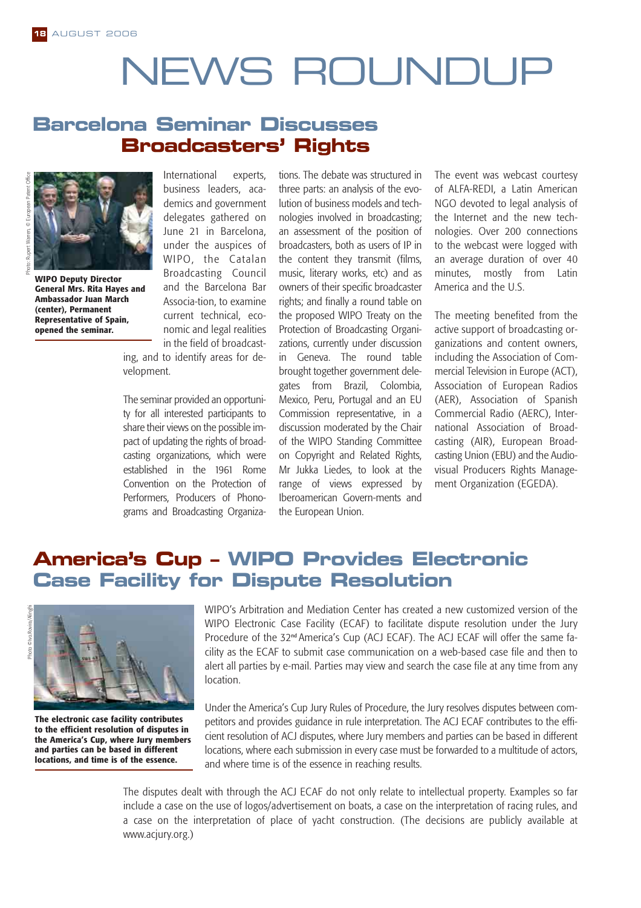# NEWS ROUNDUP

## Barcelona Seminar Discusses Broadcasters' Rights

Photo: Rupert Warren, © European Patent Office

**WIPO Deputy Director General Mrs. Rita Hayes and Ambassador Juan March (center), Permanent Representative of Spain, opened the seminar.**

International experts, business leaders, academics and government delegates gathered on June 21 in Barcelona, under the auspices of WIPO, the Catalan Broadcasting Council and the Barcelona Bar Associa-tion, to examine current technical, economic and legal realities in the field of broadcasting, and to identify areas for development.

The seminar provided an opportunity for all interested participants to share their views on the possible impact of updating the rights of broadcasting organizations, which were established in the 1961 Rome Convention on the Protection of Performers, Producers of Phonograms and Broadcasting Organizations. The debate was structured in three parts: an analysis of the evolution of business models and technologies involved in broadcasting; an assessment of the position of broadcasters, both as users of IP in the content they transmit (films, music, literary works, etc) and as owners of their specific broadcaster rights; and finally a round table on the proposed WIPO Treaty on the Protection of Broadcasting Organizations, currently under discussion in Geneva. The round table brought together government delegates from Brazil, Colombia, Mexico, Peru, Portugal and an EU Commission representative, in a discussion moderated by the Chair of the WIPO Standing Committee on Copyright and Related Rights, Mr Jukka Liedes, to look at the range of views expressed by Iberoamerican Govern-ments and the European Union.

The event was webcast courtesy of ALFA-REDI, a Latin American NGO devoted to legal analysis of the Internet and the new technologies. Over 200 connections to the webcast were logged with an average duration of over 40 minutes, mostly from Latin America and the U.S.

The meeting benefited from the active support of broadcasting organizations and content owners, including the Association of Commercial Television in Europe (ACT), Association of European Radios (AER), Association of Spanish Commercial Radio (AERC), International Association of Broadcasting (AIR), European Broadcasting Union (EBU) and the Audiovisual Producers Rights Management Organization (EGEDA).

## America's Cup – WIPO Provides Electronic Case Facility for Dispute Resolution

Photo ©Ivo Rovira/Alinghi

**The electronic case facility contributes to the efficient resolution of disputes in the America's Cup, where Jury members and parties can be based in different locations, and time is of the essence.**

WIPO's Arbitration and Mediation Center has created a new customized version of the WIPO Electronic Case Facility (ECAF) to facilitate dispute resolution under the Jury Procedure of the 32nd America's Cup (ACJ ECAF). The ACJ ECAF will offer the same facility as the ECAF to submit case communication on a web-based case file and then to alert all parties by e-mail. Parties may view and search the case file at any time from any location.

Under the America's Cup Jury Rules of Procedure, the Jury resolves disputes between competitors and provides guidance in rule interpretation. The ACJ ECAF contributes to the efficient resolution of ACJ disputes, where Jury members and parties can be based in different locations, where each submission in every case must be forwarded to a multitude of actors, and where time is of the essence in reaching results.

The disputes dealt with through the ACJ ECAF do not only relate to intellectual property. Examples so far include a case on the use of logos/advertisement on boats, a case on the interpretation of racing rules, and a case on the interpretation of place of yacht construction. (The decisions are publicly available at www.acjury.org.)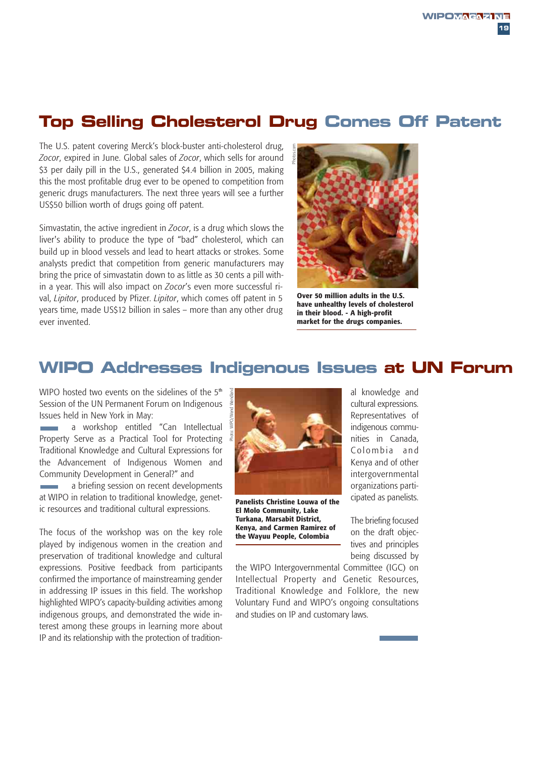## Top Selling Cholesterol Drug Comes Off Patent

The U.S. patent covering Merck's block-buster anti-cholesterol drug, *Zocor*, expired in June. Global sales of *Zocor*, which sells for around $3 per daily pill in the U.S., generated $4.4 billion in 2005, making this the most profitable drug ever to be opened to competition from generic drugs manufacturers. The next three years will see a further US$50 billion worth of drugs going off patent.

Simvastatin, the active ingredient in *Zocor*, is a drug which slows the liver's ability to produce the type of "bad" cholesterol, which can build up in blood vessels and lead to heart attacks or strokes. Some analysts predict that competition from generic manufacturers may bring the price of simvastatin down to as little as 30 cents a pill within a year. This will also impact on *Zocor*'s even more successful rival, *Lipitor*, produced by Pfizer. *Lipitor*, which comes off patent in 5 years time, made US$12 billion in sales – more than any other drug ever invented.

**Over 50 million adults in the U.S. have unhealthy levels of cholesterol in their blood. - A high-profit market for the drugs companies.**

## WIPO Addresses Indigenous Issues at UN Forum

WIPO hosted two events on the sidelines of the 5th Session of the UN Permanent Forum on Indigenous Issues held in New York in May:

- a workshop entitled "Can Intellectual Property Serve as a Practical Tool for Protecting Traditional Knowledge and Cultural Expressions for the Advancement of Indigenous Women and Community Development in General?" and
- a briefing session on recent developments at WIPO in relation to traditional knowledge, genetic resources and traditional cultural expressions.

The focus of the workshop was on the key role played by indigenous women in the creation and preservation of traditional knowledge and cultural expressions. Positive feedback from participants confirmed the importance of mainstreaming gender in addressing IP issues in this field. The workshop highlighted WIPO's capacity-building activities among indigenous groups, and demonstrated the wide interest among these groups in learning more about IP and its relationship with the protection of traditional knowledge and cultural expressions. Representatives of indigenous communities in Canada, Colombia and Kenya and of other intergovernmental organizations participated as panelists.

**Panelists Christine Louwa of the El Molo Community, Lake Turkana, Marsabit District, Kenya, and Carmen Ramirez of the Wayuu People, Colombia**

The briefing focused on the draft objectives and principles being discussed by the WIPO Intergovernmental Committee (IGC) on Intellectual Property and Genetic Resources, Traditional Knowledge and Folklore, the new Voluntary Fund and WIPO's ongoing consultations and studies on IP and customary laws.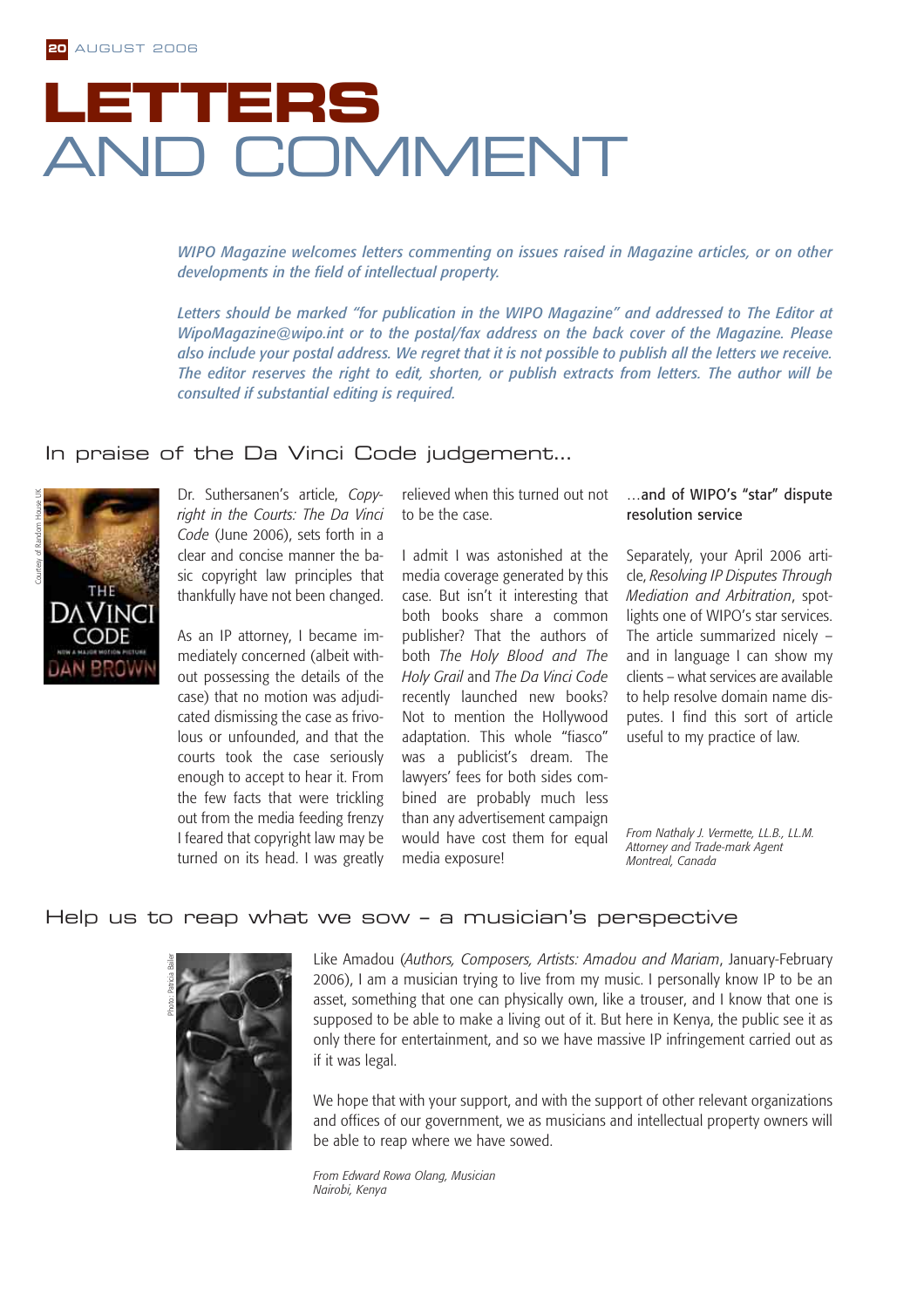# LETTERS AND COMMENT

*WIPO Magazine welcomes letters commenting on issues raised in Magazine articles, or on other developments in the field of intellectual property.*

*Letters should be marked "for publication in the WIPO Magazine" and addressed to The Editor at WipoMagazine@wipo.int or to the postal/fax address on the back cover of the Magazine. Please also include your postal address. We regret that it is not possible to publish all the letters we receive. The editor reserves the right to edit, shorten, or publish extracts from letters. The author will be consulted if substantial editing is required.*

## In praise of the Da Vinci Code judgement...

Courtesy of Random House UK

Dr. Suthersanen's article, *Copyright in the Courts: The Da Vinci Code* (June 2006), sets forth in a clear and concise manner the basic copyright law principles that thankfully have not been changed.

As an IP attorney, I became immediately concerned (albeit without possessing the details of the case) that no motion was adjudicated dismissing the case as frivolous or unfounded, and that the courts took the case seriously enough to accept to hear it. From the few facts that were trickling out from the media feeding frenzy I feared that copyright law may be turned on its head. I was greatly relieved when this turned out not to be the case.

I admit I was astonished at the media coverage generated by this case. But isn't it interesting that both books share a common publisher? That the authors of both *The Holy Blood and The Holy Grail* and *The Da Vinci Code* recently launched new books? Not to mention the Hollywood adaptation. This whole "fiasco" was a publicist's dream. The lawyers' fees for both sides combined are probably much less than any advertisement campaign would have cost them for equal media exposure!

### ...and of WIPO's "star" dispute resolution service

Separately, your April 2006 article, *Resolving IP Disputes Through Mediation and Arbitration*, spotlights one of WIPO's star services. The article summarized nicely – and in language I can show my clients – what services are available to help resolve domain name disputes. I find this sort of article useful to my practice of law.

*From Nathaly J. Vermette, LL.B., LL.M.*
*Attorney and Trade-mark Agent*
*Montreal, Canada*

## Help us to reap what we sow – a musician's perspective

Photo: Patricia Beiler

Like Amadou (*Authors, Composers, Artists: Amadou and Mariam*, January-February 2006), I am a musician trying to live from my music. I personally know IP to be an asset, something that one can physically own, like a trouser, and I know that one is supposed to be able to make a living out of it. But here in Kenya, the public see it as only there for entertainment, and so we have massive IP infringement carried out as if it was legal.

We hope that with your support, and with the support of other relevant organizations and offices of our government, we as musicians and intellectual property owners will be able to reap where we have sowed.

*From Edward Rowa Olang, Musician*
*Nairobi, Kenya*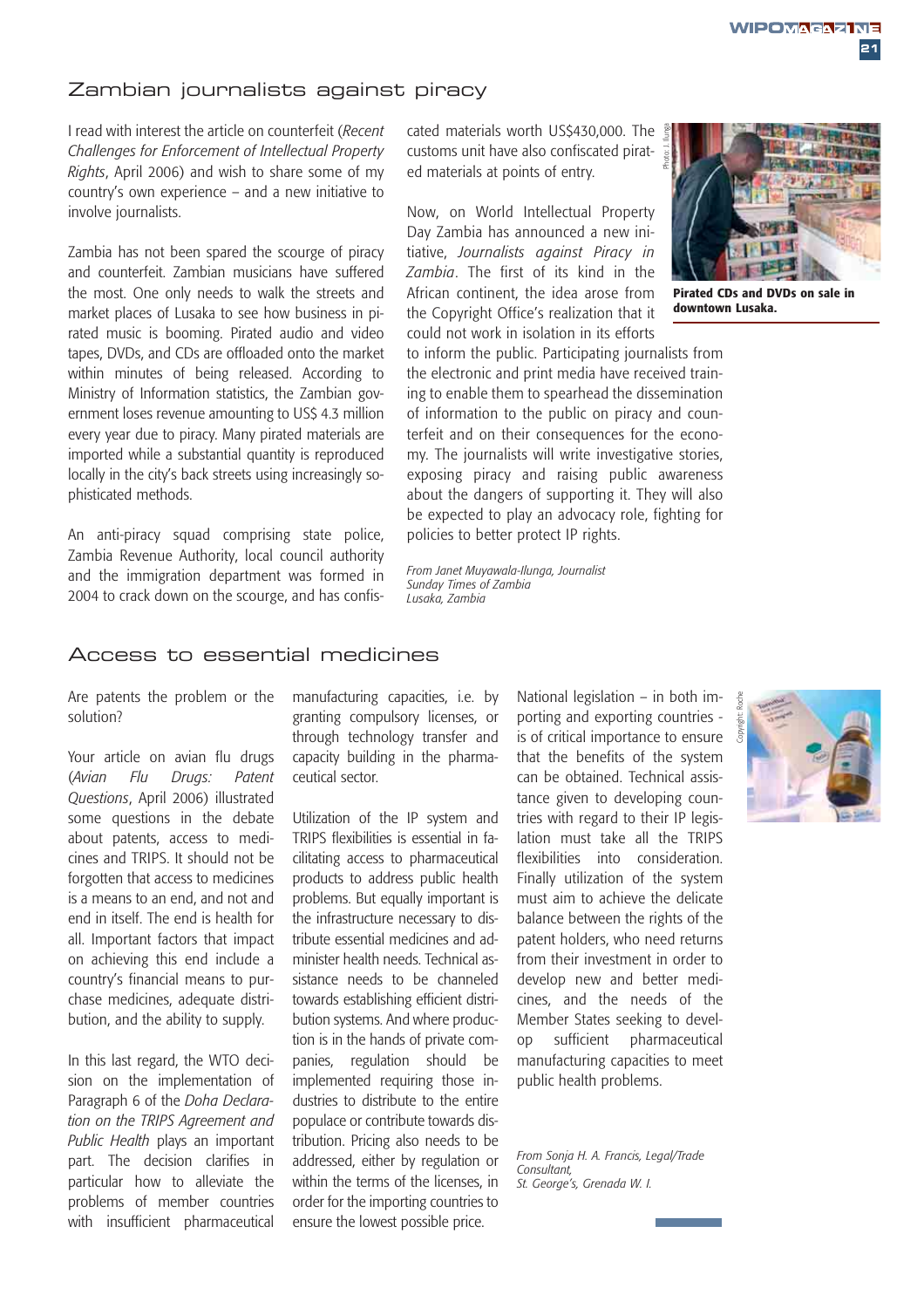## Zambian journalists against piracy

I read with interest the article on counterfeit (*Recent Challenges for Enforcement of Intellectual Property Rights*, April 2006) and wish to share some of my country's own experience – and a new initiative to involve journalists.

Zambia has not been spared the scourge of piracy and counterfeit. Zambian musicians have suffered the most. One only needs to walk the streets and market places of Lusaka to see how business in pirated music is booming. Pirated audio and video tapes, DVDs, and CDs are offloaded onto the market within minutes of being released. According to Ministry of Information statistics, the Zambian government loses revenue amounting to US$ 4.3 million every year due to piracy. Many pirated materials are imported while a substantial quantity is reproduced locally in the city's back streets using increasingly sophisticated methods.

An anti-piracy squad comprising state police, Zambia Revenue Authority, local council authority and the immigration department was formed in 2004 to crack down on the scourge, and has confiscated materials worth US$430,000. The customs unit have also confiscated pirated materials at points of entry.

Now, on World Intellectual Property Day Zambia has announced a new initiative, *Journalists against Piracy in Zambia*. The first of its kind in the African continent, the idea arose from the Copyright Office's realization that it could not work in isolation in its efforts to inform the public. Participating journalists from the electronic and print media have received training to enable them to spearhead the dissemination of information to the public on piracy and counterfeit and on their consequences for the economy. The journalists will write investigative stories, exposing piracy and raising public awareness about the dangers of supporting it. They will also be expected to play an advocacy role, fighting for policies to better protect IP rights.

**Pirated CDs and DVDs on sale in downtown Lusaka.**

*From Janet Muyawala-Ilunga, Journalist*
*Sunday Times of Zambia*
*Lusaka, Zambia*

## Access to essential medicines

Are patents the problem or the solution?

Your article on avian flu drugs (*Avian Flu Drugs: Patent Questions*, April 2006) illustrated some questions in the debate about patents, access to medicines and TRIPS. It should not be forgotten that access to medicines is a means to an end, and not and end in itself. The end is health for all. Important factors that impact on achieving this end include a country's financial means to purchase medicines, adequate distribution, and the ability to supply.

In this last regard, the WTO decision on the implementation of Paragraph 6 of the *Doha Declaration on the TRIPS Agreement and Public Health* plays an important part. The decision clarifies in particular how to alleviate the problems of member countries with insufficient pharmaceutical manufacturing capacities, i.e. by granting compulsory licenses, or through technology transfer and capacity building in the pharmaceutical sector.

Utilization of the IP system and TRIPS flexibilities is essential in facilitating access to pharmaceutical products to address public health problems. But equally important is the infrastructure necessary to distribute essential medicines and administer health needs. Technical assistance needs to be channeled towards establishing efficient distribution systems. And where production is in the hands of private companies, regulation should be implemented requiring those industries to distribute to the entire populace or contribute towards distribution. Pricing also needs to be addressed, either by regulation or within the terms of the licenses, in order for the importing countries to ensure the lowest possible price.

National legislation – in both importing and exporting countries - is of critical importance to ensure that the benefits of the system can be obtained. Technical assistance given to developing countries with regard to their IP legislation must take all the TRIPS flexibilities into consideration. Finally utilization of the system must aim to achieve the delicate balance between the rights of the patent holders, who need returns from their investment in order to develop new and better medicines, and the needs of the Member States seeking to develop sufficient pharmaceutical manufacturing capacities to meet public health problems.

*From Sonja H. A. Francis, Legal/Trade Consultant,*
*St. George's, Grenada W. I.*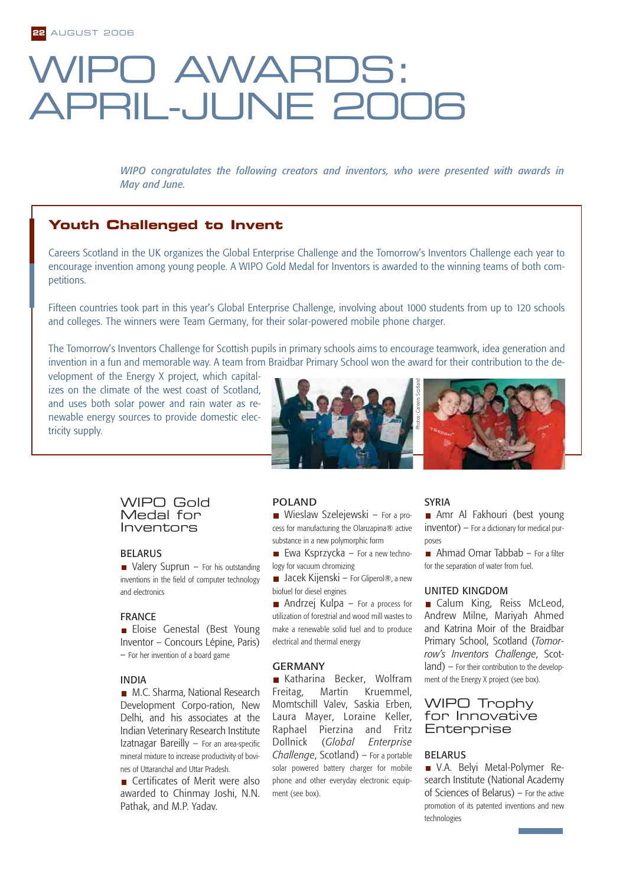# WIPO AWARDS: APRIL-JUNE 2006

*WIPO congratulates the following creators and inventors, who were presented with awards in May and June.*

## Youth Challenged to Invent

Careers Scotland in the UK organizes the Global Enterprise Challenge and the Tomorrow's Inventors Challenge each year to encourage invention among young people. A WIPO Gold Medal for Inventors is awarded to the winning teams of both competitions.

Fifteen countries took part in this year's Global Enterprise Challenge, involving about 1000 students from up to 120 schools and colleges. The winners were Team Germany, for their solar-powered mobile phone charger.

The Tomorrow's Inventors Challenge for Scottish pupils in primary schools aims to encourage teamwork, idea generation and invention in a fun and memorable way. A team from Braidbar Primary School won the award for their contribution to the development of the Energy X project, which capitalizes on the climate of the west coast of Scotland, and uses both solar power and rain water as renewable energy sources to provide domestic electricity supply.

Photos: Careers Scotland

## WIPO Gold Medal for Inventors

### BELARUS

- Valery Suprun – For his outstanding inventions in the field of computer technology and electronics

### FRANCE

- Eloise Genestal (Best Young Inventor – Concours Lépine, Paris) – For her invention of a board game

### INDIA

- M.C. Sharma, National Research Development Corpo-ration, New Delhi, and his associates at the Indian Veterinary Research Institute Izatnagar Bareilly – For an area-specific mineral mixture to increase productivity of bovines of Uttaranchal and Uttar Pradesh.
- Certificates of Merit were also awarded to Chinmay Joshi, N.N. Pathak, and M.P. Yadav.

### POLAND

- Wieslaw Szelejewski – For a process for manufacturing the Olanzapina® active substance in a new polymorphic form
- Ewa Ksprzycka – For a new technology for vacuum chromizing
- Jacek Kijenski – For Gliperol®, a new biofuel for diesel engines
- Andrzej Kulpa – For a process for utilization of forestrial and wood mill wastes to make a renewable solid fuel and to produce electrical and thermal energy

### GERMANY

- Katharina Becker, Wolfram Freitag, Martin Kruemmel, Momtschill Valev, Saskia Erben, Laura Mayer, Loraine Keller, Raphael Pierzina and Fritz Dollnick (*Global Enterprise Challenge*, Scotland) – For a portable solar powered battery charger for mobile phone and other everyday electronic equipment (see box).

### SYRIA

- Amr Al Fakhouri (best young inventor) – For a dictionary for medical purposes
- Ahmad Omar Tabbab – For a filter for the separation of water from fuel.

### UNITED KINGDOM

- Calum King, Reiss McLeod, Andrew Milne, Mariyah Ahmed and Katrina Moir of the Braidbar Primary School, Scotland (*Tomorrow's Inventors Challenge*, Scotland) – For their contribution to the development of the Energy X project (see box).

## WIPO Trophy for Innovative Enterprise

### BELARUS

- V.A. Belyi Metal-Polymer Research Institute (National Academy of Sciences of Belarus) – For the active promotion of its patented inventions and new technologies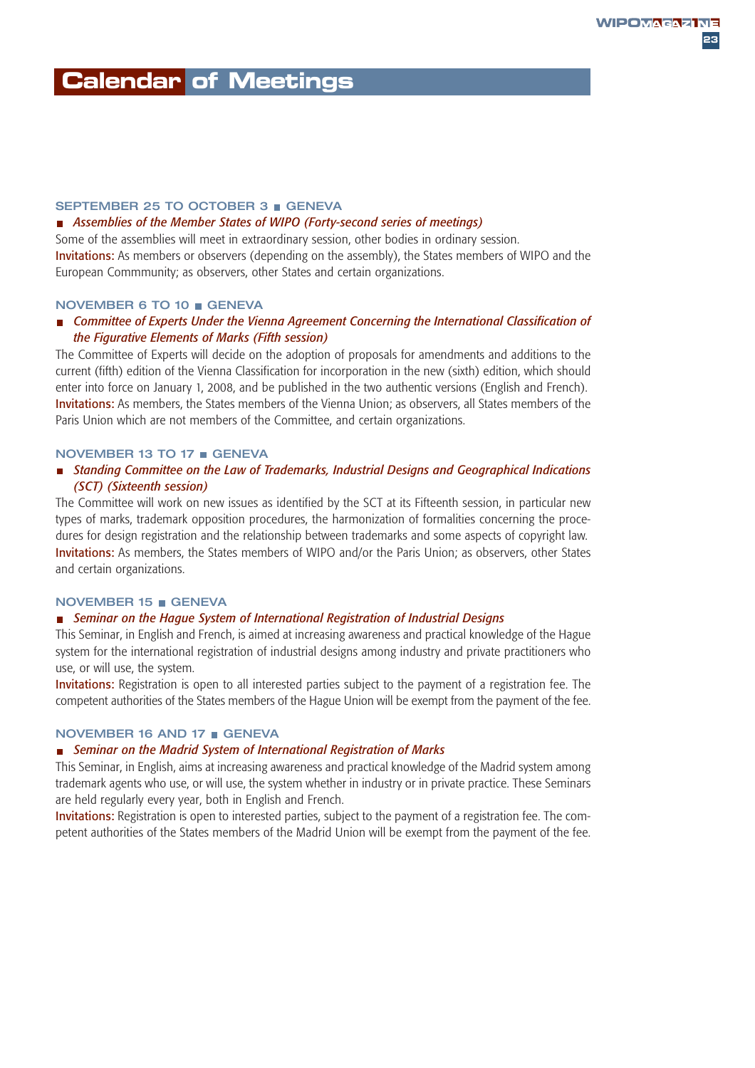# Calendar of Meetings

### SEPTEMBER 25 TO OCTOBER 3 ■ GENEVA

■ *Assemblies of the Member States of WIPO (Forty-second series of meetings)*

Some of the assemblies will meet in extraordinary session, other bodies in ordinary session.

**Invitations:** As members or observers (depending on the assembly), the States members of WIPO and the European Commmunity; as observers, other States and certain organizations.

### NOVEMBER 6 TO 10 ■ GENEVA

■ *Committee of Experts Under the Vienna Agreement Concerning the International Classification of the Figurative Elements of Marks (Fifth session)*

The Committee of Experts will decide on the adoption of proposals for amendments and additions to the current (fifth) edition of the Vienna Classification for incorporation in the new (sixth) edition, which should enter into force on January 1, 2008, and be published in the two authentic versions (English and French).

**Invitations:** As members, the States members of the Vienna Union; as observers, all States members of the Paris Union which are not members of the Committee, and certain organizations.

### NOVEMBER 13 TO 17 ■ GENEVA

■ *Standing Committee on the Law of Trademarks, Industrial Designs and Geographical Indications (SCT) (Sixteenth session)*

The Committee will work on new issues as identified by the SCT at its Fifteenth session, in particular new types of marks, trademark opposition procedures, the harmonization of formalities concerning the procedures for design registration and the relationship between trademarks and some aspects of copyright law.

**Invitations:** As members, the States members of WIPO and/or the Paris Union; as observers, other States and certain organizations.

### NOVEMBER 15 ■ GENEVA

■ *Seminar on the Hague System of International Registration of Industrial Designs*

This Seminar, in English and French, is aimed at increasing awareness and practical knowledge of the Hague system for the international registration of industrial designs among industry and private practitioners who use, or will use, the system.

**Invitations:** Registration is open to all interested parties subject to the payment of a registration fee. The competent authorities of the States members of the Hague Union will be exempt from the payment of the fee.

### NOVEMBER 16 AND 17 ■ GENEVA

■ *Seminar on the Madrid System of International Registration of Marks*

This Seminar, in English, aims at increasing awareness and practical knowledge of the Madrid system among trademark agents who use, or will use, the system whether in industry or in private practice. These Seminars are held regularly every year, both in English and French.

**Invitations:** Registration is open to interested parties, subject to the payment of a registration fee. The competent authorities of the States members of the Madrid Union will be exempt from the payment of the fee.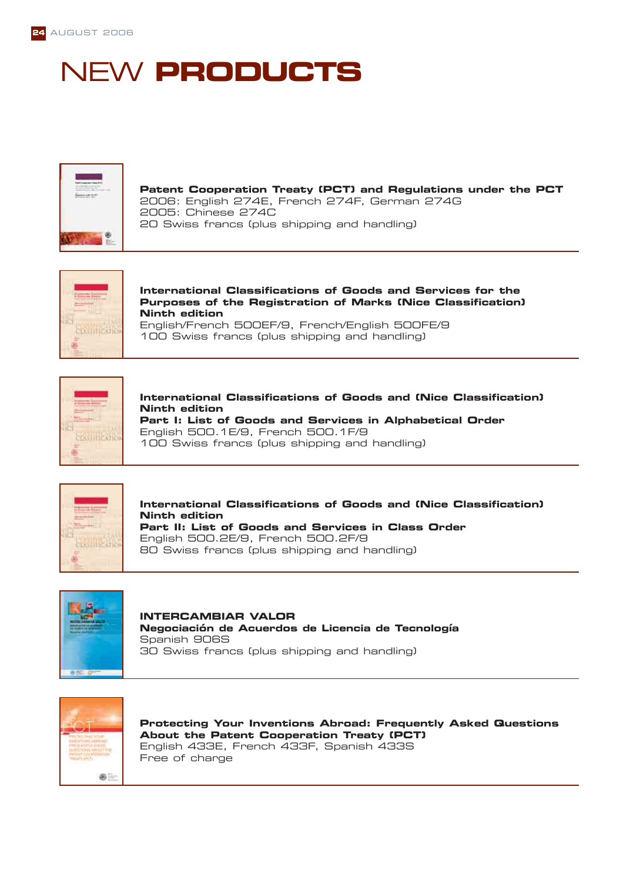# NEW **PRODUCTS**

**Patent Cooperation Treaty (PCT) and Regulations under the PCT**
2006: English 274E, French 274F, German 274G
2005: Chinese 274C
20 Swiss francs (plus shipping and handling)

**International Classifications of Goods and Services for the Purposes of the Registration of Marks (Nice Classification) Ninth edition**
English/French 500EF/9, French/English 500FE/9
100 Swiss francs (plus shipping and handling)

**International Classifications of Goods and (Nice Classification) Ninth edition**
**Part I: List of Goods and Services in Alphabetical Order**
English 500.1E/9, French 500.1F/9
100 Swiss francs (plus shipping and handling)

**International Classifications of Goods and (Nice Classification) Ninth edition**
**Part II: List of Goods and Services in Class Order**
English 500.2E/9, French 500.2F/9
80 Swiss francs (plus shipping and handling)

**INTERCAMBIAR VALOR**
**Negociación de Acuerdos de Licencia de Tecnología**
Spanish 906S
30 Swiss francs (plus shipping and handling)

**Protecting Your Inventions Abroad: Frequently Asked Questions About the Patent Cooperation Treaty (PCT)**
English 433E, French 433F, Spanish 433S
Free of charge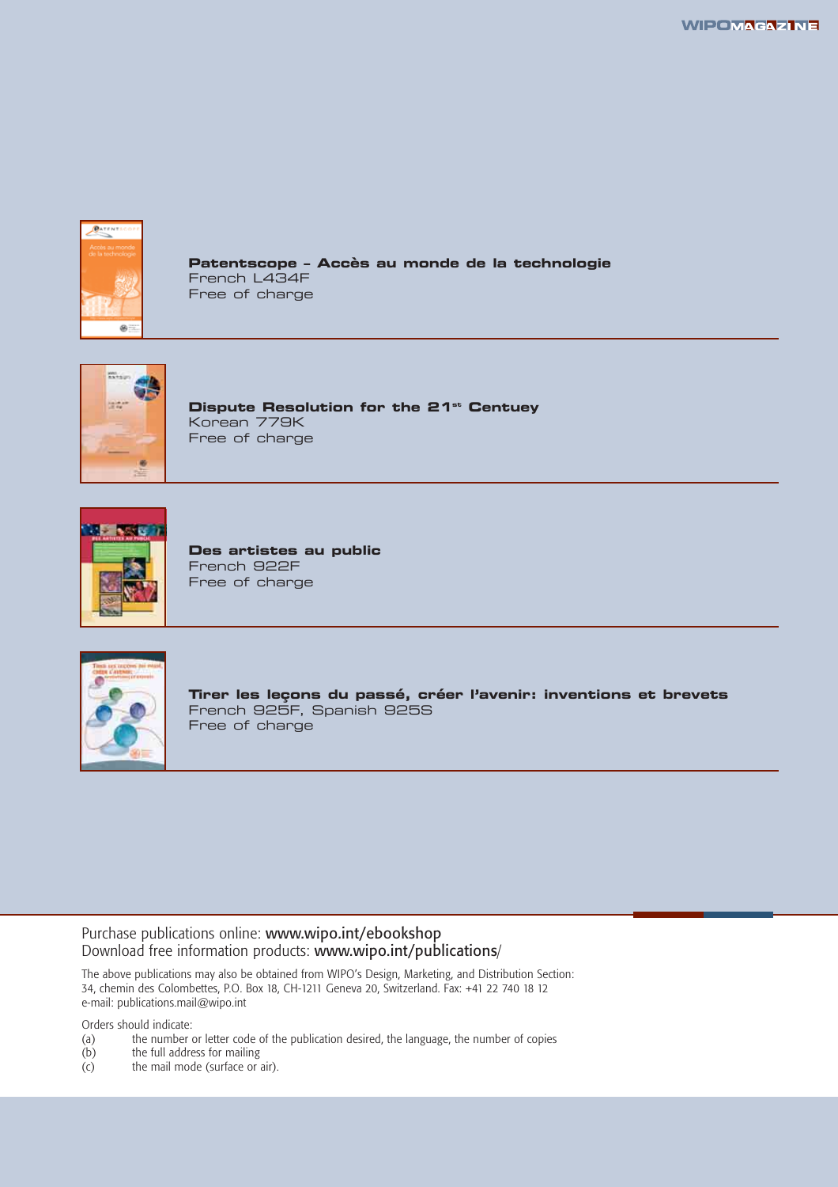**Patentscope – Accès au monde de la technologie**
French L434F
Free of charge

**Dispute Resolution for the 21[st] Centuey**
Korean 779K
Free of charge

**Des artistes au public**
French 922F
Free of charge

**Tirer les leçons du passé, créer l'avenir: inventions et brevets**
French 925F, Spanish 925S
Free of charge

Purchase publications online: www.wipo.int/ebookshop
Download free information products: www.wipo.int/publications/

The above publications may also be obtained from WIPO's Design, Marketing, and Distribution Section:
34, chemin des Colombettes, P.O. Box 18, CH-1211 Geneva 20, Switzerland. Fax: +41 22 740 18 12
e-mail: publications.mail@wipo.int

Orders should indicate:

- (a) the number or letter code of the publication desired, the language, the number of copies
- (b) the full address for mailing
- (c) the mail mode (surface or air).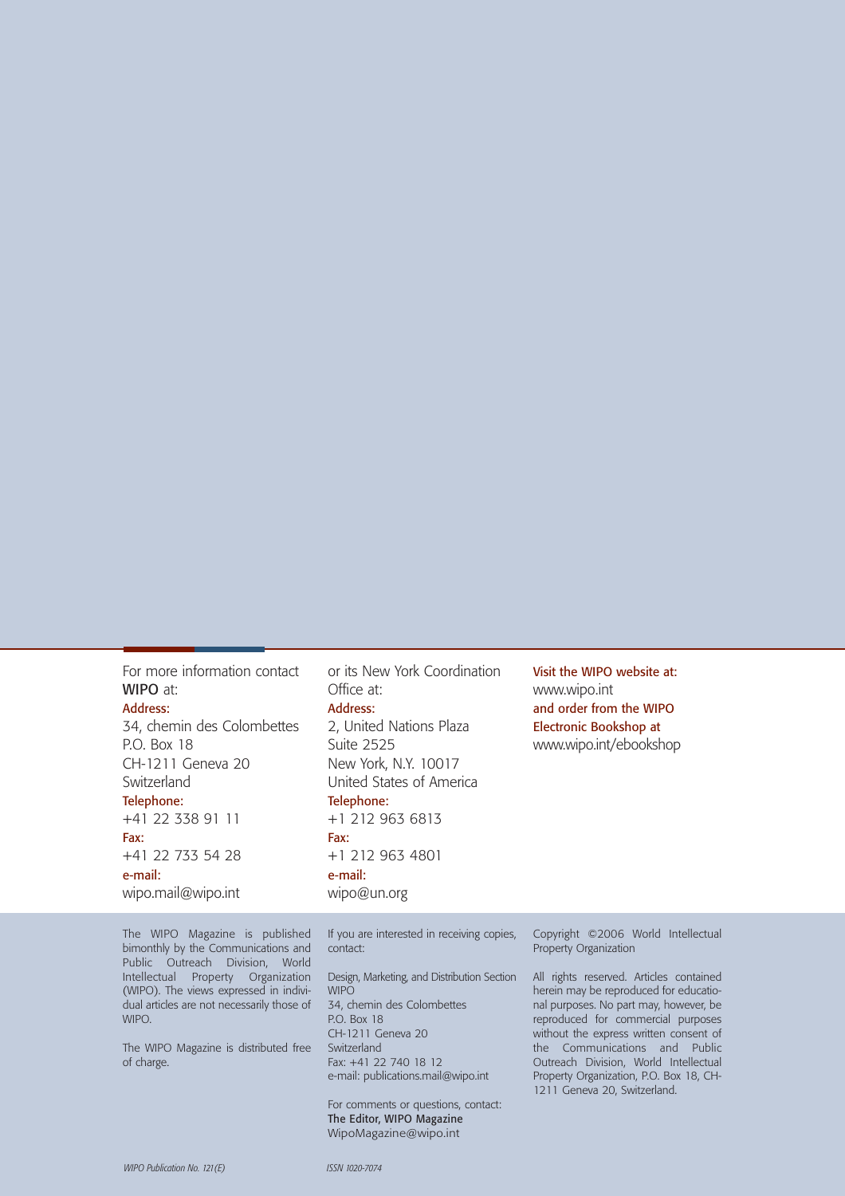For more information contact **WIPO** at:

Address:
34, chemin des Colombettes
P.O. Box 18
CH-1211 Geneva 20
Switzerland

Telephone:
+41 22 338 91 11

Fax:
+41 22 733 54 28

e-mail:
wipo.mail@wipo.int

or its New York Coordination Office at:

Address:
2, United Nations Plaza
Suite 2525
New York, N.Y. 10017
United States of America

Telephone:
+1 212 963 6813

Fax:
+1 212 963 4801

e-mail:
wipo@un.org

Visit the WIPO website at:
www.wipo.int
and order from the WIPO Electronic Bookshop at
www.wipo.int/ebookshop

The WIPO Magazine is published bimonthly by the Communications and Public Outreach Division, World Intellectual Property Organization (WIPO). The views expressed in individual articles are not necessarily those of WIPO.

The WIPO Magazine is distributed free of charge.

If you are interested in receiving copies, contact:

Design, Marketing, and Distribution Section
WIPO
34, chemin des Colombettes
P.O. Box 18
CH-1211 Geneva 20
Switzerland
Fax: +41 22 740 18 12
e-mail: publications.mail@wipo.int

For comments or questions, contact:
**The Editor, WIPO Magazine**
WipoMagazine@wipo.int

Copyright ©2006 World Intellectual Property Organization

All rights reserved. Articles contained herein may be reproduced for educational purposes. No part may, however, be reproduced for commercial purposes without the express written consent of the Communications and Public Outreach Division, World Intellectual Property Organization, P.O. Box 18, CH-1211 Geneva 20, Switzerland.

*WIPO Publication No. 121(E)*

*ISSN 1020-7074*